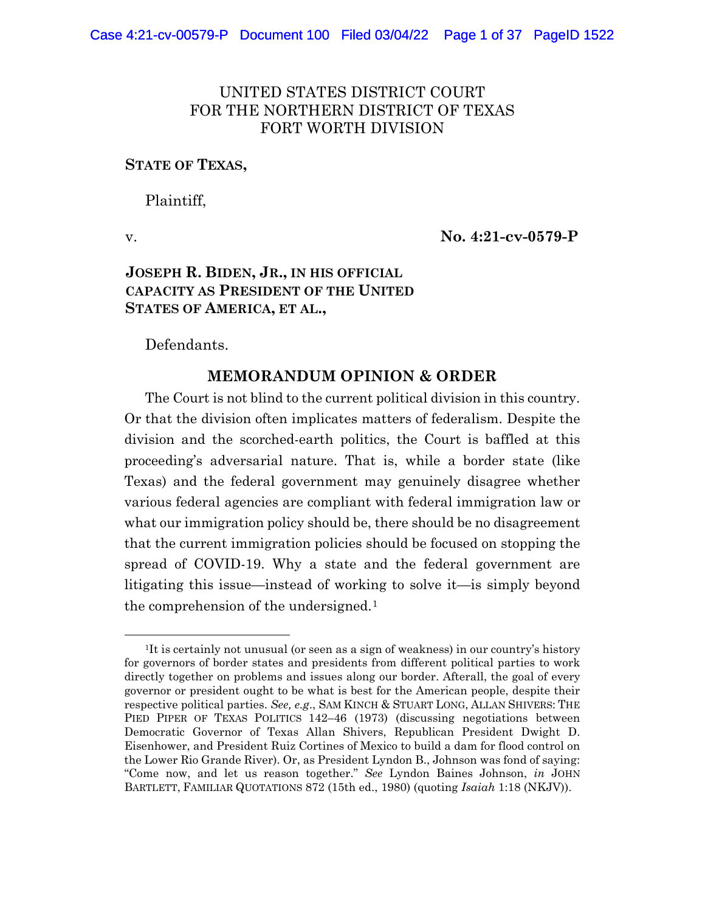UNITED STATES DISTRICT COURT
FOR THE NORTHERN DISTRICT OF TEXAS
FORT WORTH DIVISION

**STATE OF TEXAS,**

Plaintiff,

v. **No. 4:21-cv-0579-P**

**JOSEPH R. BIDEN, JR., IN HIS OFFICIAL CAPACITY AS PRESIDENT OF THE UNITED STATES OF AMERICA, ET AL.,**

Defendants.

## MEMORANDUM OPINION & ORDER

The Court is not blind to the current political division in this country. Or that the division often implicates matters of federalism. Despite the division and the scorched-earth politics, the Court is baffled at this proceeding's adversarial nature. That is, while a border state (like Texas) and the federal government may genuinely disagree whether various federal agencies are compliant with federal immigration law or what our immigration policy should be, there should be no disagreement that the current immigration policies should be focused on stopping the spread of COVID-19. Why a state and the federal government are litigating this issue—instead of working to solve it—is simply beyond the comprehension of the undersigned.[1]

[1]It is certainly not unusual (or seen as a sign of weakness) in our country's history for governors of border states and presidents from different political parties to work directly together on problems and issues along our border. Afterall, the goal of every governor or president ought to be what is best for the American people, despite their respective political parties. *See, e.g.*, SAM KINCH & STUART LONG, ALLAN SHIVERS: THE PIED PIPER OF TEXAS POLITICS 142–46 (1973) (discussing negotiations between Democratic Governor of Texas Allan Shivers, Republican President Dwight D. Eisenhower, and President Ruiz Cortines of Mexico to build a dam for flood control on the Lower Rio Grande River). Or, as President Lyndon B., Johnson was fond of saying: "Come now, and let us reason together." *See* Lyndon Baines Johnson, *in* JOHN BARTLETT, FAMILIAR QUOTATIONS 872 (15th ed., 1980) (quoting *Isaiah* 1:18 (NKJV)).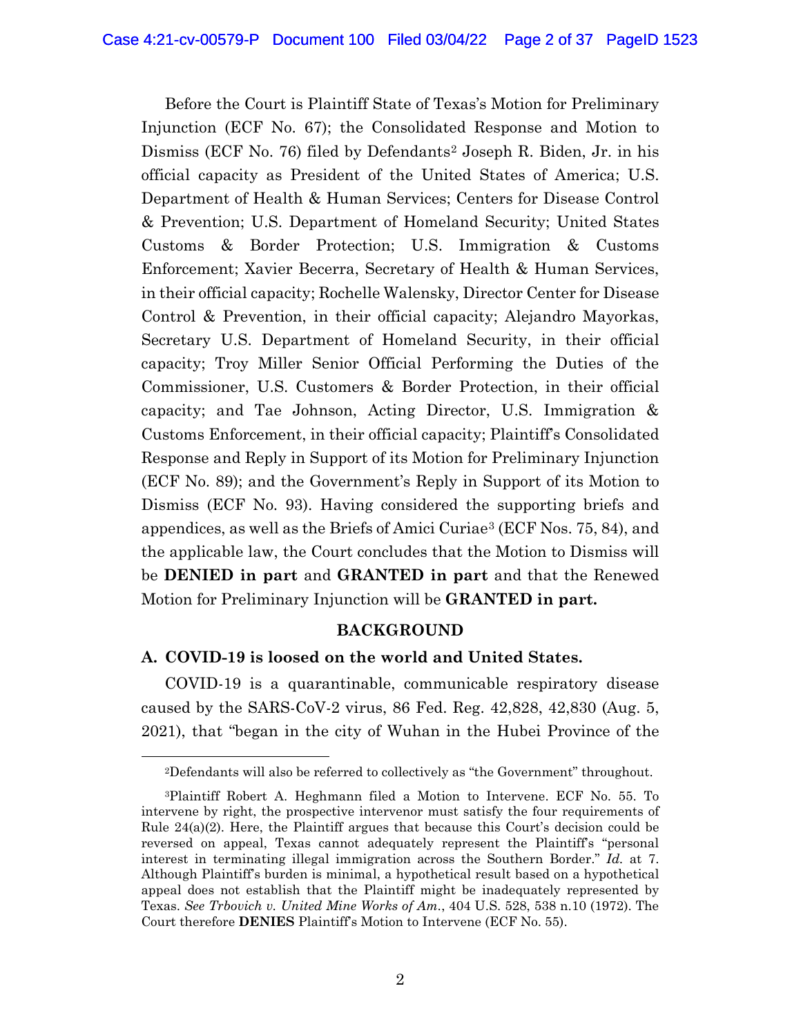Before the Court is Plaintiff State of Texas's Motion for Preliminary Injunction (ECF No. 67); the Consolidated Response and Motion to Dismiss (ECF No. 76) filed by Defendants[2] Joseph R. Biden, Jr. in his official capacity as President of the United States of America; U.S. Department of Health & Human Services; Centers for Disease Control & Prevention; U.S. Department of Homeland Security; United States Customs & Border Protection; U.S. Immigration & Customs Enforcement; Xavier Becerra, Secretary of Health & Human Services, in their official capacity; Rochelle Walensky, Director Center for Disease Control & Prevention, in their official capacity; Alejandro Mayorkas, Secretary U.S. Department of Homeland Security, in their official capacity; Troy Miller Senior Official Performing the Duties of the Commissioner, U.S. Customers & Border Protection, in their official capacity; and Tae Johnson, Acting Director, U.S. Immigration & Customs Enforcement, in their official capacity; Plaintiff's Consolidated Response and Reply in Support of its Motion for Preliminary Injunction (ECF No. 89); and the Government's Reply in Support of its Motion to Dismiss (ECF No. 93). Having considered the supporting briefs and appendices, as well as the Briefs of Amici Curiae[3] (ECF Nos. 75, 84), and the applicable law, the Court concludes that the Motion to Dismiss will be **DENIED in part** and **GRANTED in part** and that the Renewed Motion for Preliminary Injunction will be **GRANTED in part.**

## BACKGROUND

### A. COVID-19 is loosed on the world and United States.

COVID-19 is a quarantinable, communicable respiratory disease caused by the SARS-CoV-2 virus, 86 Fed. Reg. 42,828, 42,830 (Aug. 5, 2021), that "began in the city of Wuhan in the Hubei Province of the

---

[2]Defendants will also be referred to collectively as "the Government" throughout.

[3]Plaintiff Robert A. Heghmann filed a Motion to Intervene. ECF No. 55. To intervene by right, the prospective intervenor must satisfy the four requirements of Rule 24(a)(2). Here, the Plaintiff argues that because this Court's decision could be reversed on appeal, Texas cannot adequately represent the Plaintiff's "personal interest in terminating illegal immigration across the Southern Border." *Id.* at 7. Although Plaintiff's burden is minimal, a hypothetical result based on a hypothetical appeal does not establish that the Plaintiff might be inadequately represented by Texas. *See Trbovich v. United Mine Works of Am.*, 404 U.S. 528, 538 n.10 (1972). The Court therefore **DENIES** Plaintiff's Motion to Intervene (ECF No. 55).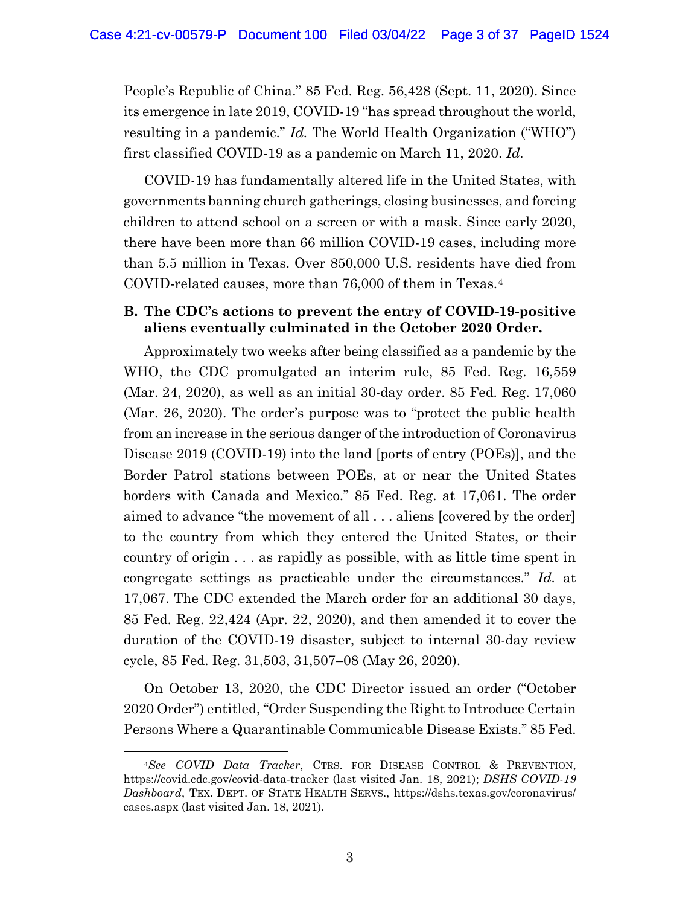People's Republic of China." 85 Fed. Reg. 56,428 (Sept. 11, 2020). Since its emergence in late 2019, COVID-19 "has spread throughout the world, resulting in a pandemic." *Id.* The World Health Organization ("WHO") first classified COVID-19 as a pandemic on March 11, 2020. *Id.*

COVID-19 has fundamentally altered life in the United States, with governments banning church gatherings, closing businesses, and forcing children to attend school on a screen or with a mask. Since early 2020, there have been more than 66 million COVID-19 cases, including more than 5.5 million in Texas. Over 850,000 U.S. residents have died from COVID-related causes, more than 76,000 of them in Texas.[4]

**B. The CDC's actions to prevent the entry of COVID-19-positive aliens eventually culminated in the October 2020 Order.**

Approximately two weeks after being classified as a pandemic by the WHO, the CDC promulgated an interim rule, 85 Fed. Reg. 16,559 (Mar. 24, 2020), as well as an initial 30-day order. 85 Fed. Reg. 17,060 (Mar. 26, 2020). The order's purpose was to "protect the public health from an increase in the serious danger of the introduction of Coronavirus Disease 2019 (COVID-19) into the land [ports of entry (POEs)], and the Border Patrol stations between POEs, at or near the United States borders with Canada and Mexico." 85 Fed. Reg. at 17,061. The order aimed to advance "the movement of all . . . aliens [covered by the order] to the country from which they entered the United States, or their country of origin . . . as rapidly as possible, with as little time spent in congregate settings as practicable under the circumstances." *Id.* at 17,067. The CDC extended the March order for an additional 30 days, 85 Fed. Reg. 22,424 (Apr. 22, 2020), and then amended it to cover the duration of the COVID-19 disaster, subject to internal 30-day review cycle, 85 Fed. Reg. 31,503, 31,507–08 (May 26, 2020).

On October 13, 2020, the CDC Director issued an order ("October 2020 Order") entitled, "Order Suspending the Right to Introduce Certain Persons Where a Quarantinable Communicable Disease Exists." 85 Fed.

---

[4] *See COVID Data Tracker*, CTRS. FOR DISEASE CONTROL & PREVENTION, https://covid.cdc.gov/covid-data-tracker (last visited Jan. 18, 2021); *DSHS COVID-19 Dashboard*, TEX. DEPT. OF STATE HEALTH SERVS., https://dshs.texas.gov/coronavirus/cases.aspx (last visited Jan. 18, 2021).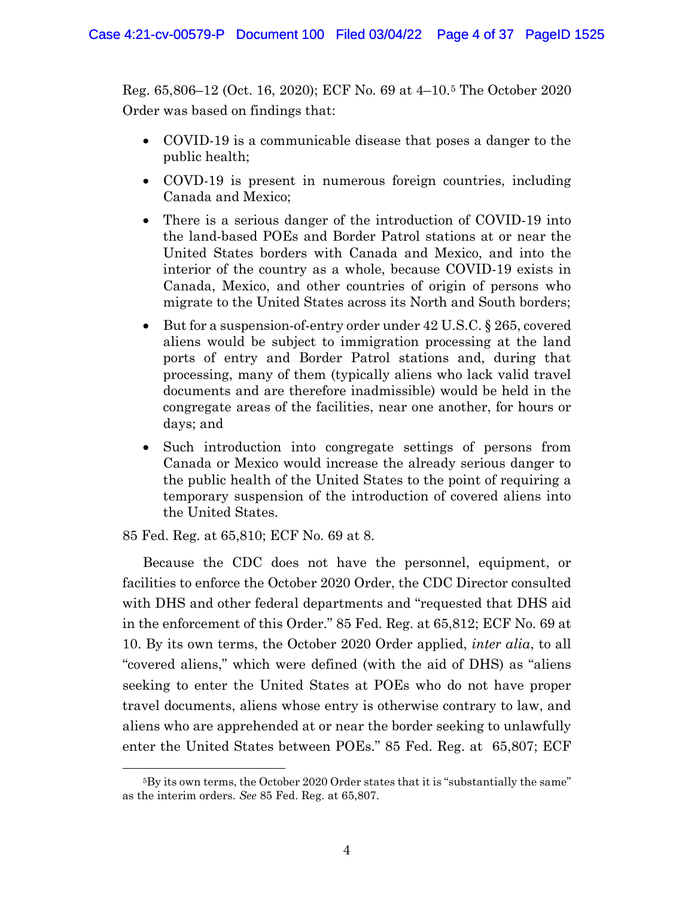Reg. 65,806–12 (Oct. 16, 2020); ECF No. 69 at 4–10.[5] The October 2020 Order was based on findings that:

- COVID-19 is a communicable disease that poses a danger to the public health;
- COVD-19 is present in numerous foreign countries, including Canada and Mexico;
- There is a serious danger of the introduction of COVID-19 into the land-based POEs and Border Patrol stations at or near the United States borders with Canada and Mexico, and into the interior of the country as a whole, because COVID-19 exists in Canada, Mexico, and other countries of origin of persons who migrate to the United States across its North and South borders;
- But for a suspension-of-entry order under 42 U.S.C. § 265, covered aliens would be subject to immigration processing at the land ports of entry and Border Patrol stations and, during that processing, many of them (typically aliens who lack valid travel documents and are therefore inadmissible) would be held in the congregate areas of the facilities, near one another, for hours or days; and
- Such introduction into congregate settings of persons from Canada or Mexico would increase the already serious danger to the public health of the United States to the point of requiring a temporary suspension of the introduction of covered aliens into the United States.

85 Fed. Reg. at 65,810; ECF No. 69 at 8.

Because the CDC does not have the personnel, equipment, or facilities to enforce the October 2020 Order, the CDC Director consulted with DHS and other federal departments and "requested that DHS aid in the enforcement of this Order." 85 Fed. Reg. at 65,812; ECF No. 69 at 10. By its own terms, the October 2020 Order applied, *inter alia*, to all "covered aliens," which were defined (with the aid of DHS) as "aliens seeking to enter the United States at POEs who do not have proper travel documents, aliens whose entry is otherwise contrary to law, and aliens who are apprehended at or near the border seeking to unlawfully enter the United States between POEs." 85 Fed. Reg. at 65,807; ECF

[5] By its own terms, the October 2020 Order states that it is "substantially the same" as the interim orders. *See* 85 Fed. Reg. at 65,807.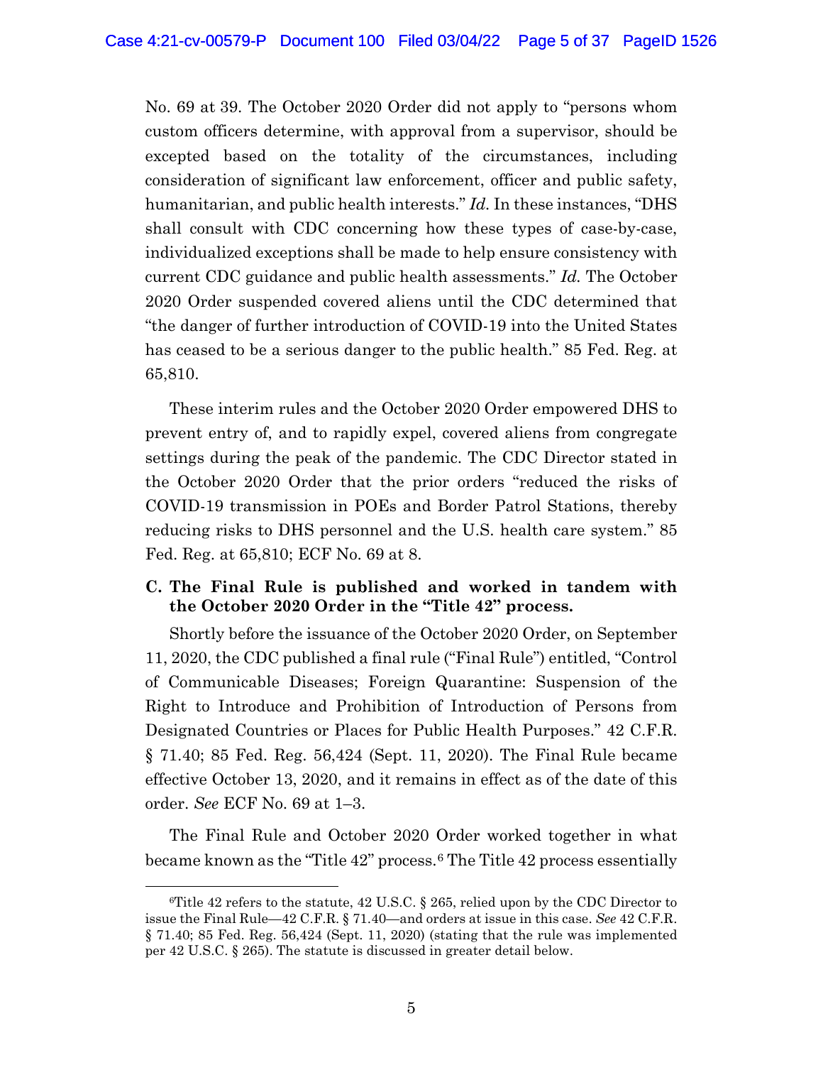No. 69 at 39. The October 2020 Order did not apply to "persons whom custom officers determine, with approval from a supervisor, should be excepted based on the totality of the circumstances, including consideration of significant law enforcement, officer and public safety, humanitarian, and public health interests." *Id.* In these instances, "DHS shall consult with CDC concerning how these types of case-by-case, individualized exceptions shall be made to help ensure consistency with current CDC guidance and public health assessments." *Id.* The October 2020 Order suspended covered aliens until the CDC determined that "the danger of further introduction of COVID-19 into the United States has ceased to be a serious danger to the public health." 85 Fed. Reg. at 65,810.

These interim rules and the October 2020 Order empowered DHS to prevent entry of, and to rapidly expel, covered aliens from congregate settings during the peak of the pandemic. The CDC Director stated in the October 2020 Order that the prior orders "reduced the risks of COVID-19 transmission in POEs and Border Patrol Stations, thereby reducing risks to DHS personnel and the U.S. health care system." 85 Fed. Reg. at 65,810; ECF No. 69 at 8.

### C. The Final Rule is published and worked in tandem with the October 2020 Order in the "Title 42" process.

Shortly before the issuance of the October 2020 Order, on September 11, 2020, the CDC published a final rule ("Final Rule") entitled, "Control of Communicable Diseases; Foreign Quarantine: Suspension of the Right to Introduce and Prohibition of Introduction of Persons from Designated Countries or Places for Public Health Purposes." 42 C.F.R. § 71.40; 85 Fed. Reg. 56,424 (Sept. 11, 2020). The Final Rule became effective October 13, 2020, and it remains in effect as of the date of this order. *See* ECF No. 69 at 1–3.

The Final Rule and October 2020 Order worked together in what became known as the "Title 42" process.[6] The Title 42 process essentially

---

[6]Title 42 refers to the statute, 42 U.S.C. § 265, relied upon by the CDC Director to issue the Final Rule—42 C.F.R. § 71.40—and orders at issue in this case. *See* 42 C.F.R. § 71.40; 85 Fed. Reg. 56,424 (Sept. 11, 2020) (stating that the rule was implemented per 42 U.S.C. § 265). The statute is discussed in greater detail below.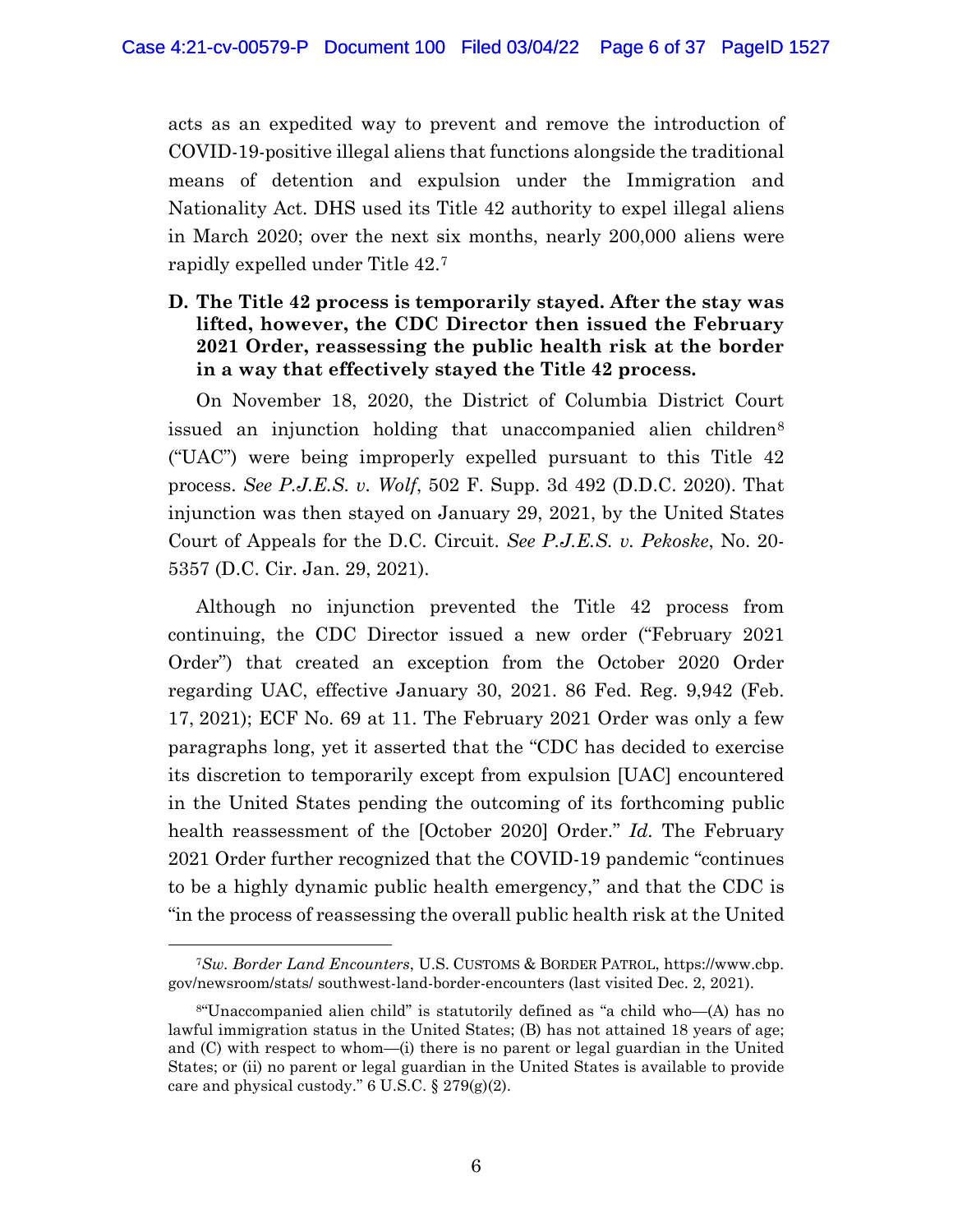acts as an expedited way to prevent and remove the introduction of COVID-19-positive illegal aliens that functions alongside the traditional means of detention and expulsion under the Immigration and Nationality Act. DHS used its Title 42 authority to expel illegal aliens in March 2020; over the next six months, nearly 200,000 aliens were rapidly expelled under Title 42.[7]

**D. The Title 42 process is temporarily stayed. After the stay was lifted, however, the CDC Director then issued the February 2021 Order, reassessing the public health risk at the border in a way that effectively stayed the Title 42 process.**

On November 18, 2020, the District of Columbia District Court issued an injunction holding that unaccompanied alien children[8] ("UAC") were being improperly expelled pursuant to this Title 42 process. *See P.J.E.S. v. Wolf*, 502 F. Supp. 3d 492 (D.D.C. 2020). That injunction was then stayed on January 29, 2021, by the United States Court of Appeals for the D.C. Circuit. *See P.J.E.S. v. Pekoske*, No. 20-5357 (D.C. Cir. Jan. 29, 2021).

Although no injunction prevented the Title 42 process from continuing, the CDC Director issued a new order ("February 2021 Order") that created an exception from the October 2020 Order regarding UAC, effective January 30, 2021. 86 Fed. Reg. 9,942 (Feb. 17, 2021); ECF No. 69 at 11. The February 2021 Order was only a few paragraphs long, yet it asserted that the "CDC has decided to exercise its discretion to temporarily except from expulsion [UAC] encountered in the United States pending the outcoming of its forthcoming public health reassessment of the [October 2020] Order." *Id.* The February 2021 Order further recognized that the COVID-19 pandemic "continues to be a highly dynamic public health emergency," and that the CDC is "in the process of reassessing the overall public health risk at the United

---

[7] *Sw. Border Land Encounters*, U.S. CUSTOMS & BORDER PATROL, https://www.cbp.gov/newsroom/stats/ southwest-land-border-encounters (last visited Dec. 2, 2021).

[8] "Unaccompanied alien child" is statutorily defined as "a child who—(A) has no lawful immigration status in the United States; (B) has not attained 18 years of age; and (C) with respect to whom—(i) there is no parent or legal guardian in the United States; or (ii) no parent or legal guardian in the United States is available to provide care and physical custody." 6 U.S.C. § 279(g)(2).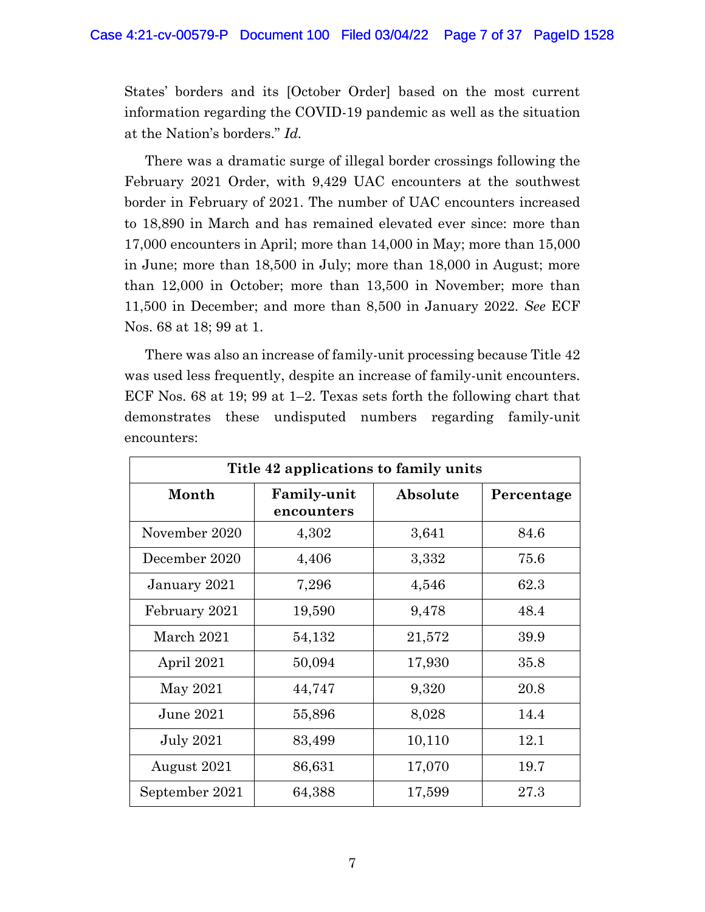States' borders and its [October Order] based on the most current information regarding the COVID-19 pandemic as well as the situation at the Nation's borders." *Id.*

There was a dramatic surge of illegal border crossings following the February 2021 Order, with 9,429 UAC encounters at the southwest border in February of 2021. The number of UAC encounters increased to 18,890 in March and has remained elevated ever since: more than 17,000 encounters in April; more than 14,000 in May; more than 15,000 in June; more than 18,500 in July; more than 18,000 in August; more than 12,000 in October; more than 13,500 in November; more than 11,500 in December; and more than 8,500 in January 2022. *See* ECF Nos. 68 at 18; 99 at 1.

There was also an increase of family-unit processing because Title 42 was used less frequently, despite an increase of family-unit encounters. ECF Nos. 68 at 19; 99 at 1–2. Texas sets forth the following chart that demonstrates these undisputed numbers regarding family-unit encounters:

| Title 42 applications to family units | | | |
|---|---|---|---|
| **Month** | **Family-unit encounters** | **Absolute** | **Percentage** |
| November 2020 | 4,302 | 3,641 | 84.6 |
| December 2020 | 4,406 | 3,332 | 75.6 |
| January 2021 | 7,296 | 4,546 | 62.3 |
| February 2021 | 19,590 | 9,478 | 48.4 |
| March 2021 | 54,132 | 21,572 | 39.9 |
| April 2021 | 50,094 | 17,930 | 35.8 |
| May 2021 | 44,747 | 9,320 | 20.8 |
| June 2021 | 55,896 | 8,028 | 14.4 |
| July 2021 | 83,499 | 10,110 | 12.1 |
| August 2021 | 86,631 | 17,070 | 19.7 |
| September 2021 | 64,388 | 17,599 | 27.3 |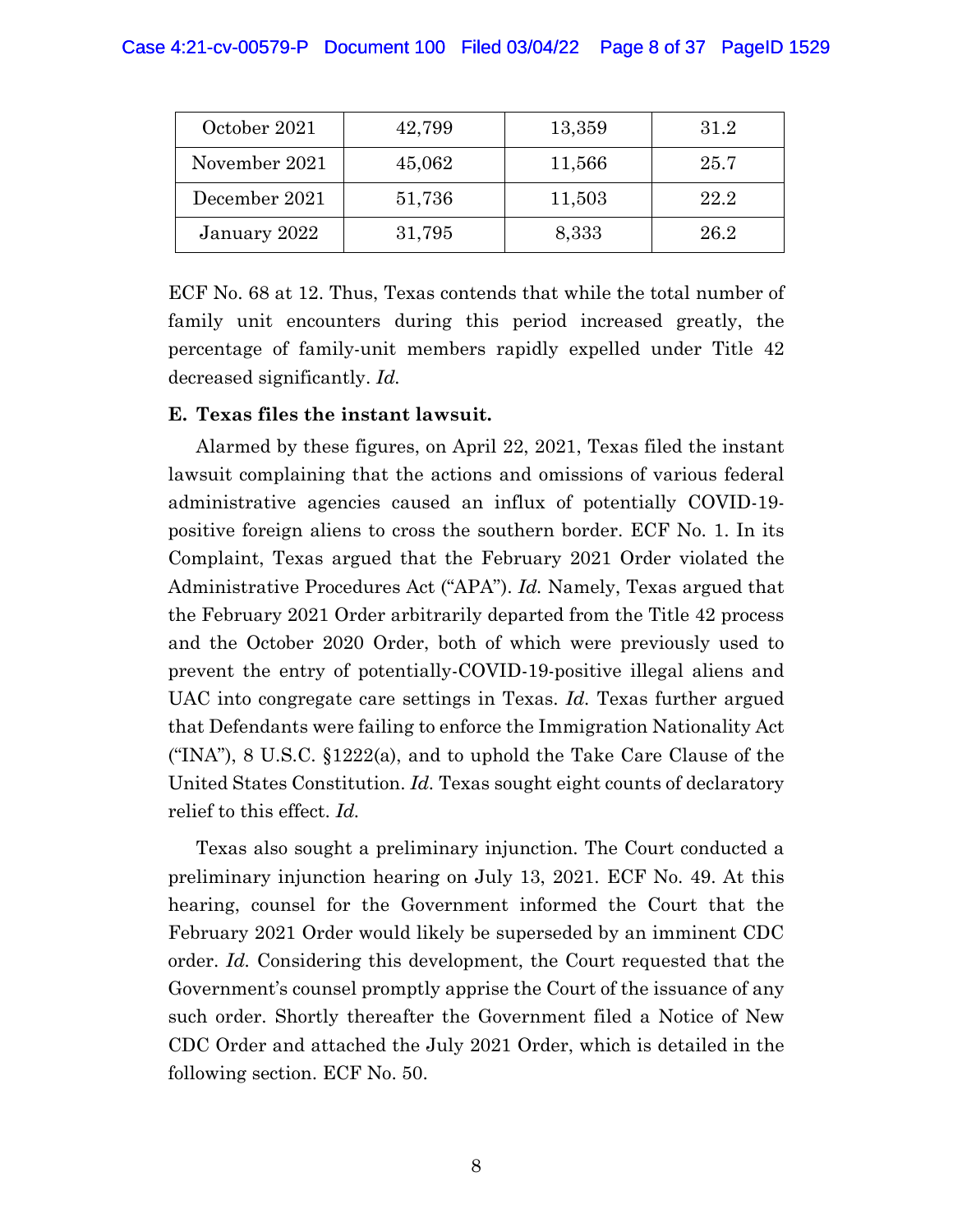| October 2021 | 42,799 | 13,359 | 31.2 |
|---|---|---|---|
| November 2021 | 45,062 | 11,566 | 25.7 |
| December 2021 | 51,736 | 11,503 | 22.2 |
| January 2022 | 31,795 | 8,333 | 26.2 |

ECF No. 68 at 12. Thus, Texas contends that while the total number of family unit encounters during this period increased greatly, the percentage of family-unit members rapidly expelled under Title 42 decreased significantly. *Id.*

**E. Texas files the instant lawsuit.**

Alarmed by these figures, on April 22, 2021, Texas filed the instant lawsuit complaining that the actions and omissions of various federal administrative agencies caused an influx of potentially COVID-19-positive foreign aliens to cross the southern border. ECF No. 1. In its Complaint, Texas argued that the February 2021 Order violated the Administrative Procedures Act ("APA"). *Id.* Namely, Texas argued that the February 2021 Order arbitrarily departed from the Title 42 process and the October 2020 Order, both of which were previously used to prevent the entry of potentially-COVID-19-positive illegal aliens and UAC into congregate care settings in Texas. *Id.* Texas further argued that Defendants were failing to enforce the Immigration Nationality Act ("INA"), 8 U.S.C. §1222(a), and to uphold the Take Care Clause of the United States Constitution. *Id.* Texas sought eight counts of declaratory relief to this effect. *Id.*

Texas also sought a preliminary injunction. The Court conducted a preliminary injunction hearing on July 13, 2021. ECF No. 49. At this hearing, counsel for the Government informed the Court that the February 2021 Order would likely be superseded by an imminent CDC order. *Id.* Considering this development, the Court requested that the Government's counsel promptly apprise the Court of the issuance of any such order. Shortly thereafter the Government filed a Notice of New CDC Order and attached the July 2021 Order, which is detailed in the following section. ECF No. 50.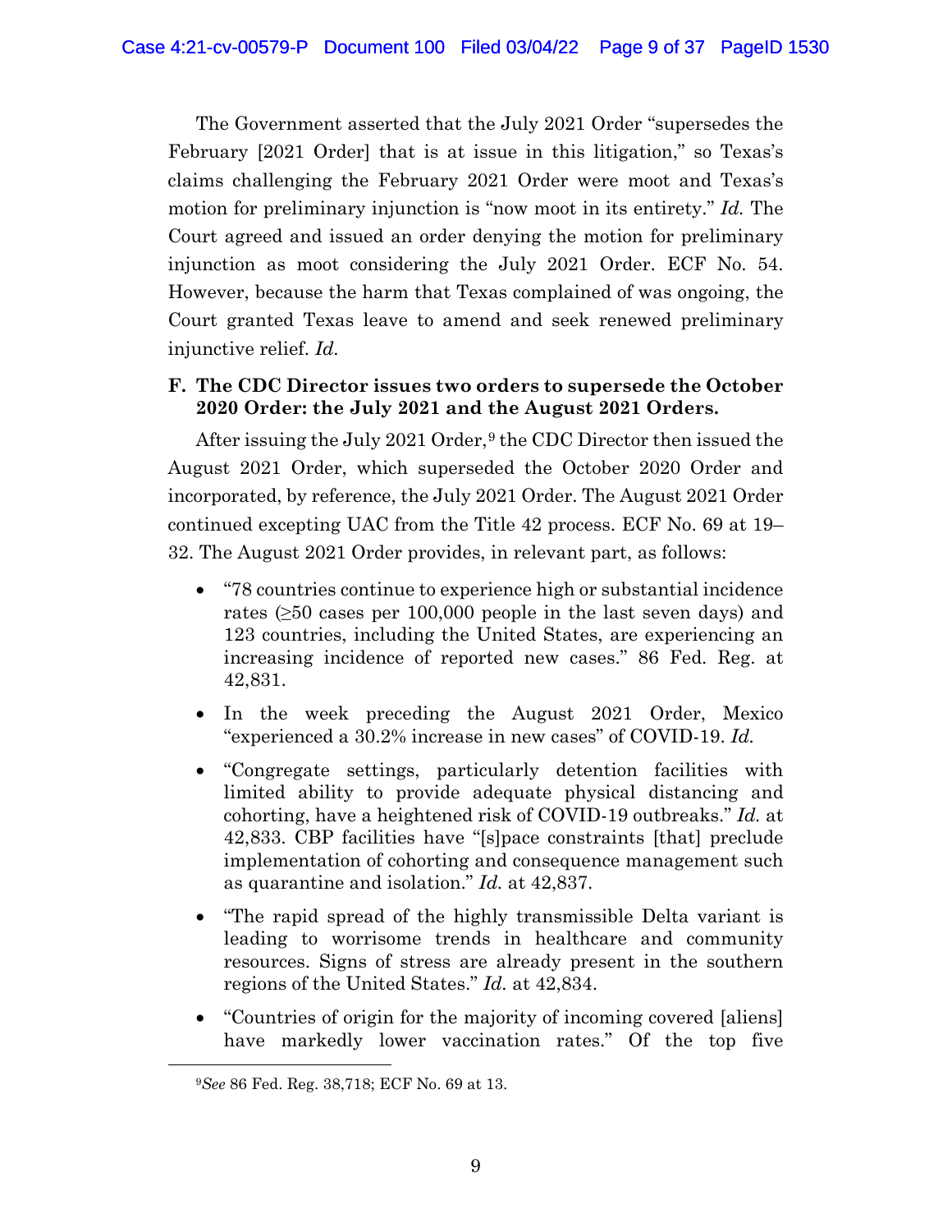The Government asserted that the July 2021 Order "supersedes the February [2021 Order] that is at issue in this litigation," so Texas's claims challenging the February 2021 Order were moot and Texas's motion for preliminary injunction is "now moot in its entirety." *Id.* The Court agreed and issued an order denying the motion for preliminary injunction as moot considering the July 2021 Order. ECF No. 54. However, because the harm that Texas complained of was ongoing, the Court granted Texas leave to amend and seek renewed preliminary injunctive relief. *Id.*

### F. The CDC Director issues two orders to supersede the October 2020 Order: the July 2021 and the August 2021 Orders.

After issuing the July 2021 Order,[9] the CDC Director then issued the August 2021 Order, which superseded the October 2020 Order and incorporated, by reference, the July 2021 Order. The August 2021 Order continued excepting UAC from the Title 42 process. ECF No. 69 at 19–32. The August 2021 Order provides, in relevant part, as follows:

- "78 countries continue to experience high or substantial incidence rates (≥50 cases per 100,000 people in the last seven days) and 123 countries, including the United States, are experiencing an increasing incidence of reported new cases." 86 Fed. Reg. at 42,831.
- In the week preceding the August 2021 Order, Mexico "experienced a 30.2% increase in new cases" of COVID-19. *Id.*
- "Congregate settings, particularly detention facilities with limited ability to provide adequate physical distancing and cohorting, have a heightened risk of COVID-19 outbreaks." *Id.* at 42,833. CBP facilities have "[s]pace constraints [that] preclude implementation of cohorting and consequence management such as quarantine and isolation." *Id.* at 42,837.
- "The rapid spread of the highly transmissible Delta variant is leading to worrisome trends in healthcare and community resources. Signs of stress are already present in the southern regions of the United States." *Id.* at 42,834.
- "Countries of origin for the majority of incoming covered [aliens] have markedly lower vaccination rates." Of the top five

[9] *See* 86 Fed. Reg. 38,718; ECF No. 69 at 13.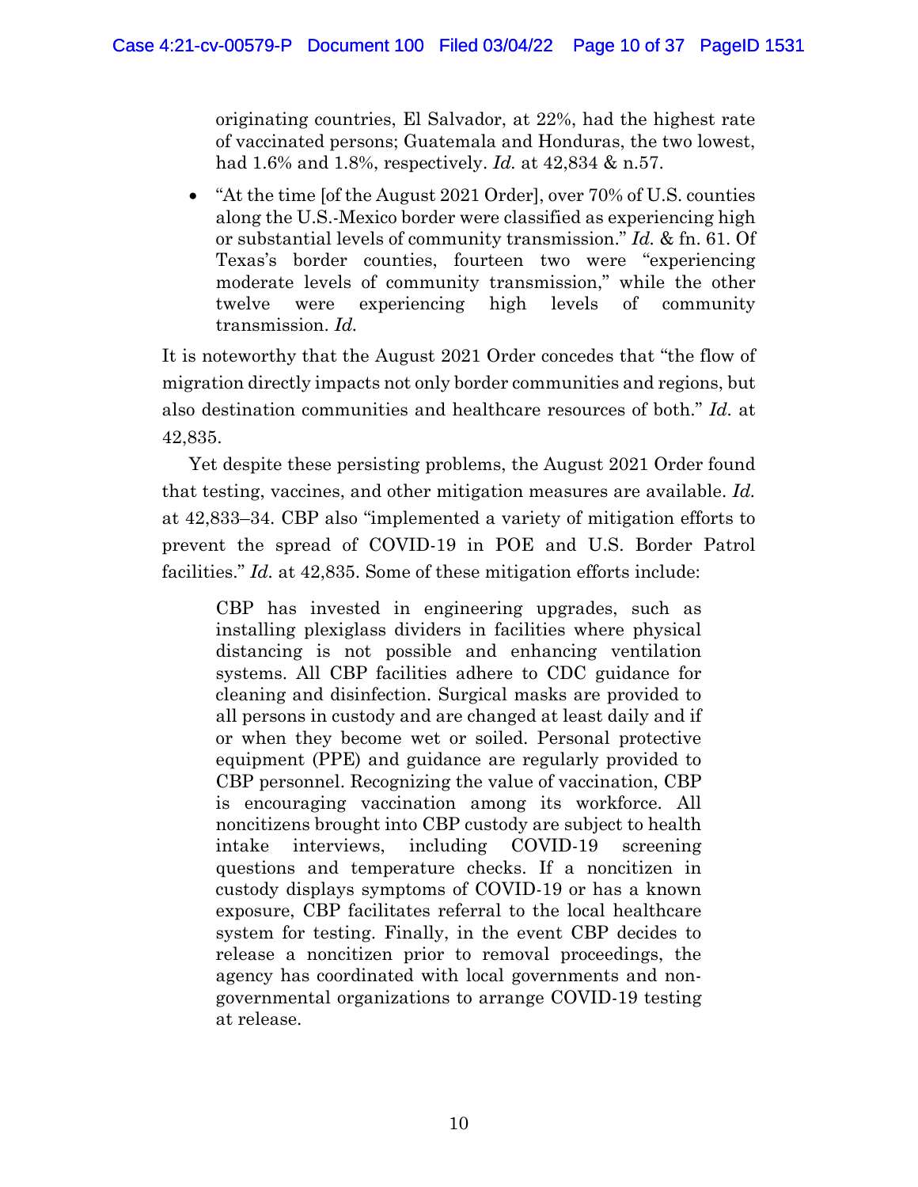originating countries, El Salvador, at 22%, had the highest rate of vaccinated persons; Guatemala and Honduras, the two lowest, had 1.6% and 1.8%, respectively. *Id.* at 42,834 & n.57.

- "At the time [of the August 2021 Order], over 70% of U.S. counties along the U.S.-Mexico border were classified as experiencing high or substantial levels of community transmission." *Id.* & fn. 61. Of Texas's border counties, fourteen two were "experiencing moderate levels of community transmission," while the other twelve were experiencing high levels of community transmission. *Id.*

It is noteworthy that the August 2021 Order concedes that "the flow of migration directly impacts not only border communities and regions, but also destination communities and healthcare resources of both." *Id.* at 42,835.

Yet despite these persisting problems, the August 2021 Order found that testing, vaccines, and other mitigation measures are available. *Id.* at 42,833–34. CBP also "implemented a variety of mitigation efforts to prevent the spread of COVID-19 in POE and U.S. Border Patrol facilities." *Id.* at 42,835. Some of these mitigation efforts include:

> CBP has invested in engineering upgrades, such as installing plexiglass dividers in facilities where physical distancing is not possible and enhancing ventilation systems. All CBP facilities adhere to CDC guidance for cleaning and disinfection. Surgical masks are provided to all persons in custody and are changed at least daily and if or when they become wet or soiled. Personal protective equipment (PPE) and guidance are regularly provided to CBP personnel. Recognizing the value of vaccination, CBP is encouraging vaccination among its workforce. All noncitizens brought into CBP custody are subject to health intake interviews, including COVID-19 screening questions and temperature checks. If a noncitizen in custody displays symptoms of COVID-19 or has a known exposure, CBP facilitates referral to the local healthcare system for testing. Finally, in the event CBP decides to release a noncitizen prior to removal proceedings, the agency has coordinated with local governments and non-governmental organizations to arrange COVID-19 testing at release.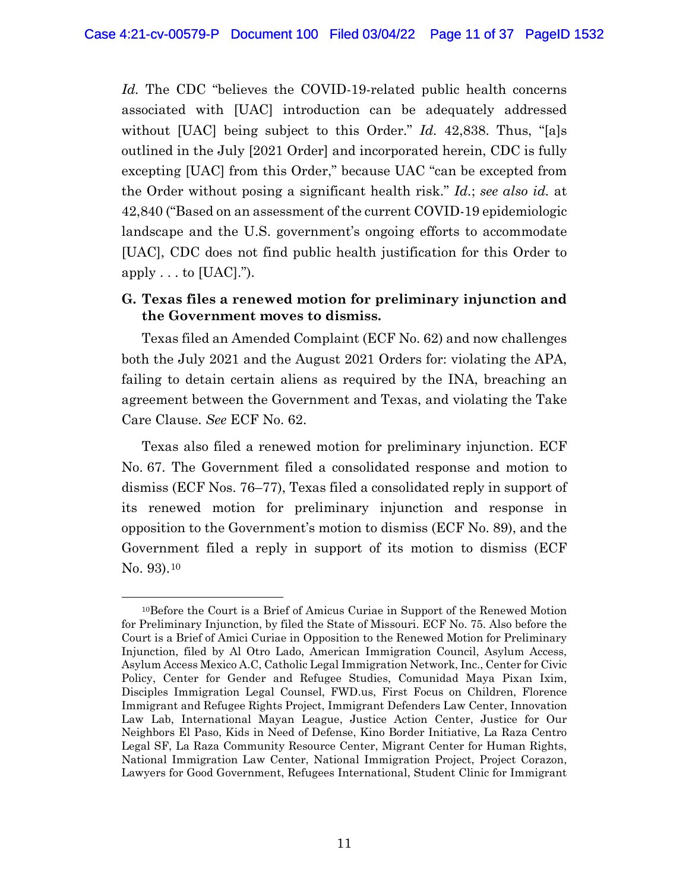*Id.* The CDC "believes the COVID-19-related public health concerns associated with [UAC] introduction can be adequately addressed without [UAC] being subject to this Order." *Id.* 42,838. Thus, "[a]s outlined in the July [2021 Order] and incorporated herein, CDC is fully excepting [UAC] from this Order," because UAC "can be excepted from the Order without posing a significant health risk." *Id.*; *see also id.* at 42,840 ("Based on an assessment of the current COVID-19 epidemiologic landscape and the U.S. government's ongoing efforts to accommodate [UAC], CDC does not find public health justification for this Order to apply . . . to [UAC].").

### G. Texas files a renewed motion for preliminary injunction and the Government moves to dismiss.

Texas filed an Amended Complaint (ECF No. 62) and now challenges both the July 2021 and the August 2021 Orders for: violating the APA, failing to detain certain aliens as required by the INA, breaching an agreement between the Government and Texas, and violating the Take Care Clause. *See* ECF No. 62.

Texas also filed a renewed motion for preliminary injunction. ECF No. 67. The Government filed a consolidated response and motion to dismiss (ECF Nos. 76–77), Texas filed a consolidated reply in support of its renewed motion for preliminary injunction and response in opposition to the Government's motion to dismiss (ECF No. 89), and the Government filed a reply in support of its motion to dismiss (ECF No. 93).[10]

[10]Before the Court is a Brief of Amicus Curiae in Support of the Renewed Motion for Preliminary Injunction, by filed the State of Missouri. ECF No. 75. Also before the Court is a Brief of Amici Curiae in Opposition to the Renewed Motion for Preliminary Injunction, filed by Al Otro Lado, American Immigration Council, Asylum Access, Asylum Access Mexico A.C, Catholic Legal Immigration Network, Inc., Center for Civic Policy, Center for Gender and Refugee Studies, Comunidad Maya Pixan Ixim, Disciples Immigration Legal Counsel, FWD.us, First Focus on Children, Florence Immigrant and Refugee Rights Project, Immigrant Defenders Law Center, Innovation Law Lab, International Mayan League, Justice Action Center, Justice for Our Neighbors El Paso, Kids in Need of Defense, Kino Border Initiative, La Raza Centro Legal SF, La Raza Community Resource Center, Migrant Center for Human Rights, National Immigration Law Center, National Immigration Project, Project Corazon, Lawyers for Good Government, Refugees International, Student Clinic for Immigrant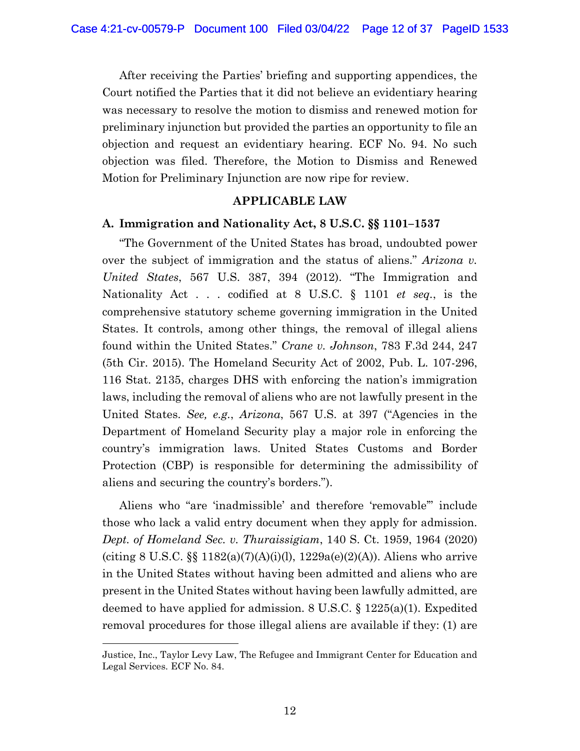After receiving the Parties' briefing and supporting appendices, the Court notified the Parties that it did not believe an evidentiary hearing was necessary to resolve the motion to dismiss and renewed motion for preliminary injunction but provided the parties an opportunity to file an objection and request an evidentiary hearing. ECF No. 94. No such objection was filed. Therefore, the Motion to Dismiss and Renewed Motion for Preliminary Injunction are now ripe for review.

## APPLICABLE LAW

### A. Immigration and Nationality Act, 8 U.S.C. §§ 1101–1537

"The Government of the United States has broad, undoubted power over the subject of immigration and the status of aliens." *Arizona v. United States*, 567 U.S. 387, 394 (2012). "The Immigration and Nationality Act . . . codified at 8 U.S.C. § 1101 *et seq.*, is the comprehensive statutory scheme governing immigration in the United States. It controls, among other things, the removal of illegal aliens found within the United States." *Crane v. Johnson*, 783 F.3d 244, 247 (5th Cir. 2015). The Homeland Security Act of 2002, Pub. L. 107-296, 116 Stat. 2135, charges DHS with enforcing the nation's immigration laws, including the removal of aliens who are not lawfully present in the United States. *See, e.g.*, *Arizona*, 567 U.S. at 397 ("Agencies in the Department of Homeland Security play a major role in enforcing the country's immigration laws. United States Customs and Border Protection (CBP) is responsible for determining the admissibility of aliens and securing the country's borders.").

Aliens who "are 'inadmissible' and therefore 'removable'" include those who lack a valid entry document when they apply for admission. *Dept. of Homeland Sec. v. Thuraissigiam*, 140 S. Ct. 1959, 1964 (2020) (citing 8 U.S.C. §§ 1182(a)(7)(A)(i)(l), 1229a(e)(2)(A)). Aliens who arrive in the United States without having been admitted and aliens who are present in the United States without having been lawfully admitted, are deemed to have applied for admission. 8 U.S.C. § 1225(a)(1). Expedited removal procedures for those illegal aliens are available if they: (1) are

---

Justice, Inc., Taylor Levy Law, The Refugee and Immigrant Center for Education and Legal Services. ECF No. 84.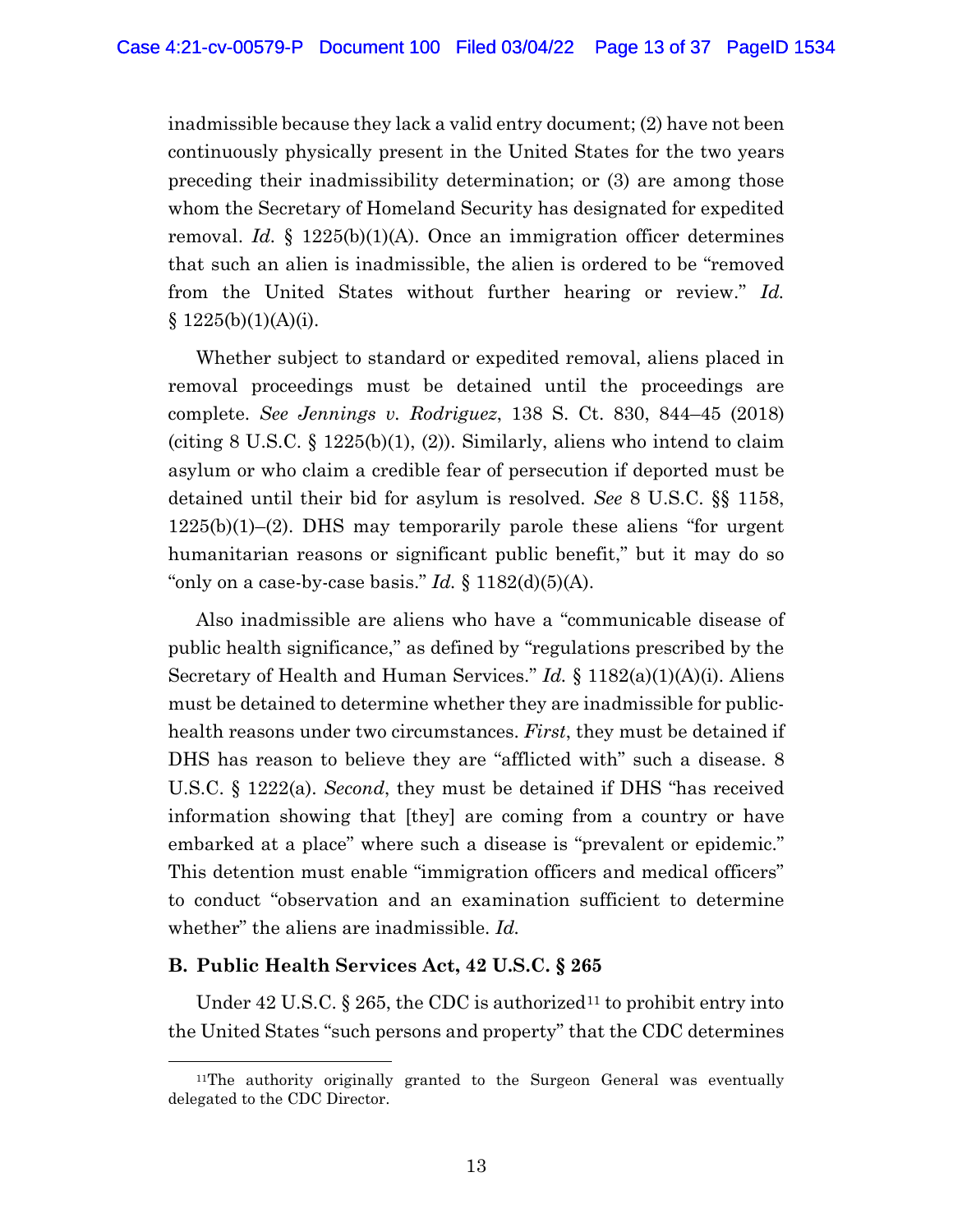inadmissible because they lack a valid entry document; (2) have not been continuously physically present in the United States for the two years preceding their inadmissibility determination; or (3) are among those whom the Secretary of Homeland Security has designated for expedited removal. *Id.* § 1225(b)(1)(A). Once an immigration officer determines that such an alien is inadmissible, the alien is ordered to be "removed from the United States without further hearing or review." *Id.* § 1225(b)(1)(A)(i).

Whether subject to standard or expedited removal, aliens placed in removal proceedings must be detained until the proceedings are complete. *See Jennings v. Rodriguez*, 138 S. Ct. 830, 844–45 (2018) (citing 8 U.S.C. § 1225(b)(1), (2)). Similarly, aliens who intend to claim asylum or who claim a credible fear of persecution if deported must be detained until their bid for asylum is resolved. *See* 8 U.S.C. §§ 1158, 1225(b)(1)–(2). DHS may temporarily parole these aliens "for urgent humanitarian reasons or significant public benefit," but it may do so "only on a case-by-case basis." *Id.* § 1182(d)(5)(A).

Also inadmissible are aliens who have a "communicable disease of public health significance," as defined by "regulations prescribed by the Secretary of Health and Human Services." *Id.* § 1182(a)(1)(A)(i). Aliens must be detained to determine whether they are inadmissible for public-health reasons under two circumstances. *First*, they must be detained if DHS has reason to believe they are "afflicted with" such a disease. 8 U.S.C. § 1222(a). *Second*, they must be detained if DHS "has received information showing that [they] are coming from a country or have embarked at a place" where such a disease is "prevalent or epidemic." This detention must enable "immigration officers and medical officers" to conduct "observation and an examination sufficient to determine whether" the aliens are inadmissible. *Id.*

### B. Public Health Services Act, 42 U.S.C. § 265

Under 42 U.S.C. § 265, the CDC is authorized[11] to prohibit entry into the United States "such persons and property" that the CDC determines

[11] The authority originally granted to the Surgeon General was eventually delegated to the CDC Director.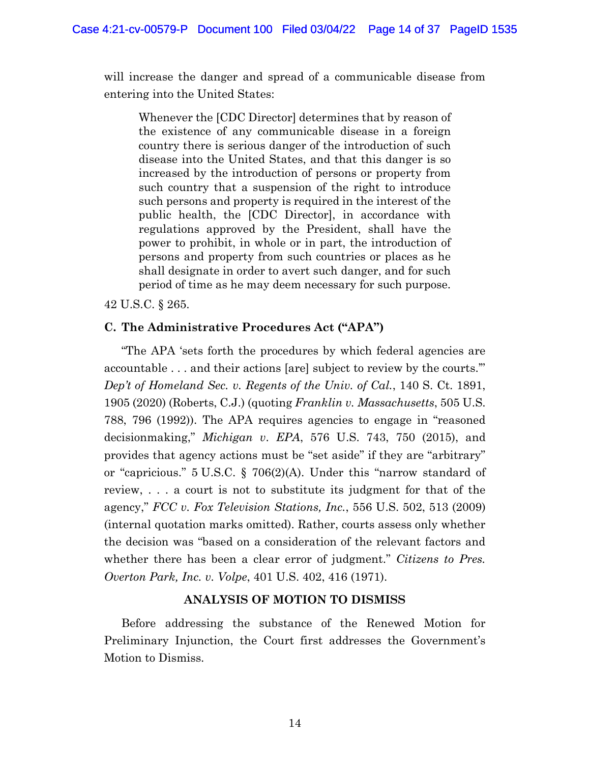will increase the danger and spread of a communicable disease from entering into the United States:

> Whenever the [CDC Director] determines that by reason of the existence of any communicable disease in a foreign country there is serious danger of the introduction of such disease into the United States, and that this danger is so increased by the introduction of persons or property from such country that a suspension of the right to introduce such persons and property is required in the interest of the public health, the [CDC Director], in accordance with regulations approved by the President, shall have the power to prohibit, in whole or in part, the introduction of persons and property from such countries or places as he shall designate in order to avert such danger, and for such period of time as he may deem necessary for such purpose.

42 U.S.C. § 265.

### C. The Administrative Procedures Act ("APA")

"The APA 'sets forth the procedures by which federal agencies are accountable . . . and their actions [are] subject to review by the courts.'" *Dep't of Homeland Sec. v. Regents of the Univ. of Cal.*, 140 S. Ct. 1891, 1905 (2020) (Roberts, C.J.) (quoting *Franklin v. Massachusetts*, 505 U.S. 788, 796 (1992)). The APA requires agencies to engage in "reasoned decisionmaking," *Michigan v. EPA*, 576 U.S. 743, 750 (2015), and provides that agency actions must be "set aside" if they are "arbitrary" or "capricious." 5 U.S.C. § 706(2)(A). Under this "narrow standard of review, . . . a court is not to substitute its judgment for that of the agency," *FCC v. Fox Television Stations, Inc.*, 556 U.S. 502, 513 (2009) (internal quotation marks omitted). Rather, courts assess only whether the decision was "based on a consideration of the relevant factors and whether there has been a clear error of judgment." *Citizens to Pres. Overton Park, Inc. v. Volpe*, 401 U.S. 402, 416 (1971).

## ANALYSIS OF MOTION TO DISMISS

Before addressing the substance of the Renewed Motion for Preliminary Injunction, the Court first addresses the Government's Motion to Dismiss.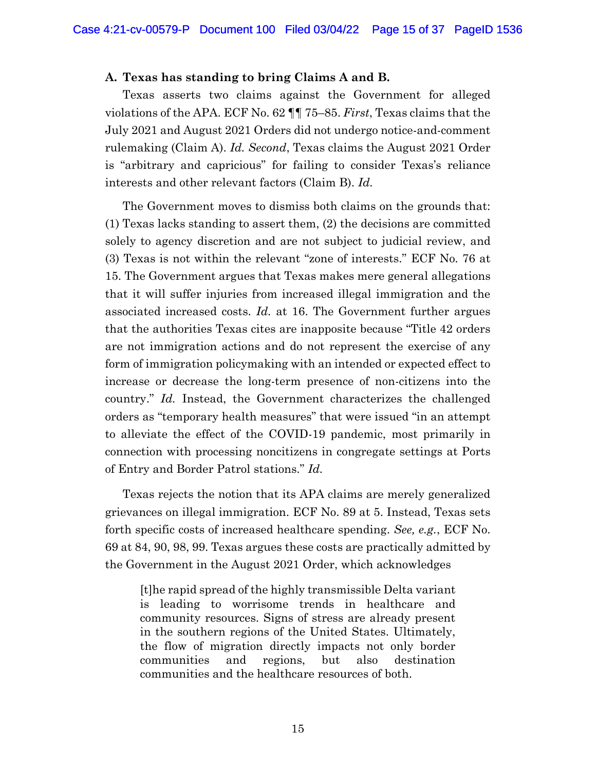### A. Texas has standing to bring Claims A and B.

Texas asserts two claims against the Government for alleged violations of the APA. ECF No. 62 ¶¶ 75–85. *First*, Texas claims that the July 2021 and August 2021 Orders did not undergo notice-and-comment rulemaking (Claim A). *Id. Second*, Texas claims the August 2021 Order is "arbitrary and capricious" for failing to consider Texas's reliance interests and other relevant factors (Claim B). *Id.*

The Government moves to dismiss both claims on the grounds that: (1) Texas lacks standing to assert them, (2) the decisions are committed solely to agency discretion and are not subject to judicial review, and (3) Texas is not within the relevant "zone of interests." ECF No. 76 at 15. The Government argues that Texas makes mere general allegations that it will suffer injuries from increased illegal immigration and the associated increased costs. *Id.* at 16. The Government further argues that the authorities Texas cites are inapposite because "Title 42 orders are not immigration actions and do not represent the exercise of any form of immigration policymaking with an intended or expected effect to increase or decrease the long-term presence of non-citizens into the country." *Id.* Instead, the Government characterizes the challenged orders as "temporary health measures" that were issued "in an attempt to alleviate the effect of the COVID-19 pandemic, most primarily in connection with processing noncitizens in congregate settings at Ports of Entry and Border Patrol stations." *Id.*

Texas rejects the notion that its APA claims are merely generalized grievances on illegal immigration. ECF No. 89 at 5. Instead, Texas sets forth specific costs of increased healthcare spending. *See, e.g.*, ECF No. 69 at 84, 90, 98, 99. Texas argues these costs are practically admitted by the Government in the August 2021 Order, which acknowledges

> [t]he rapid spread of the highly transmissible Delta variant is leading to worrisome trends in healthcare and community resources. Signs of stress are already present in the southern regions of the United States. Ultimately, the flow of migration directly impacts not only border communities and regions, but also destination communities and the healthcare resources of both.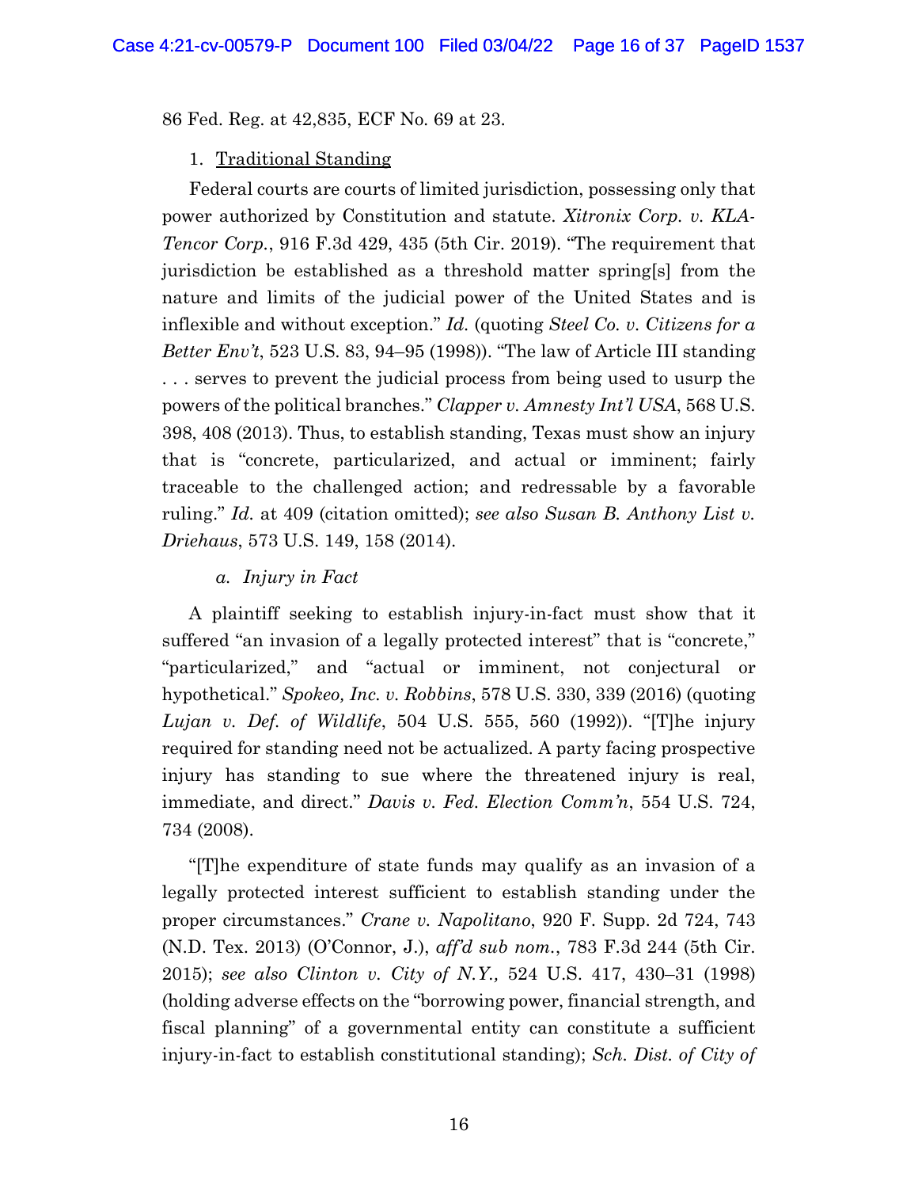86 Fed. Reg. at 42,835, ECF No. 69 at 23.

1. Traditional Standing

Federal courts are courts of limited jurisdiction, possessing only that power authorized by Constitution and statute. *Xitronix Corp. v. KLA-Tencor Corp.*, 916 F.3d 429, 435 (5th Cir. 2019). "The requirement that jurisdiction be established as a threshold matter spring[s] from the nature and limits of the judicial power of the United States and is inflexible and without exception." *Id.* (quoting *Steel Co. v. Citizens for a Better Env't*, 523 U.S. 83, 94–95 (1998)). "The law of Article III standing . . . serves to prevent the judicial process from being used to usurp the powers of the political branches." *Clapper v. Amnesty Int'l USA*, 568 U.S. 398, 408 (2013). Thus, to establish standing, Texas must show an injury that is "concrete, particularized, and actual or imminent; fairly traceable to the challenged action; and redressable by a favorable ruling." *Id.* at 409 (citation omitted); *see also Susan B. Anthony List v. Driehaus*, 573 U.S. 149, 158 (2014).

*a. Injury in Fact*

A plaintiff seeking to establish injury-in-fact must show that it suffered "an invasion of a legally protected interest" that is "concrete," "particularized," and "actual or imminent, not conjectural or hypothetical." *Spokeo, Inc. v. Robbins*, 578 U.S. 330, 339 (2016) (quoting *Lujan v. Def. of Wildlife*, 504 U.S. 555, 560 (1992)). "[T]he injury required for standing need not be actualized. A party facing prospective injury has standing to sue where the threatened injury is real, immediate, and direct." *Davis v. Fed. Election Comm'n*, 554 U.S. 724, 734 (2008).

"[T]he expenditure of state funds may qualify as an invasion of a legally protected interest sufficient to establish standing under the proper circumstances." *Crane v. Napolitano*, 920 F. Supp. 2d 724, 743 (N.D. Tex. 2013) (O'Connor, J.), *aff'd sub nom.*, 783 F.3d 244 (5th Cir. 2015); *see also Clinton v. City of N.Y.,* 524 U.S. 417, 430–31 (1998) (holding adverse effects on the "borrowing power, financial strength, and fiscal planning" of a governmental entity can constitute a sufficient injury-in-fact to establish constitutional standing); *Sch. Dist. of City of*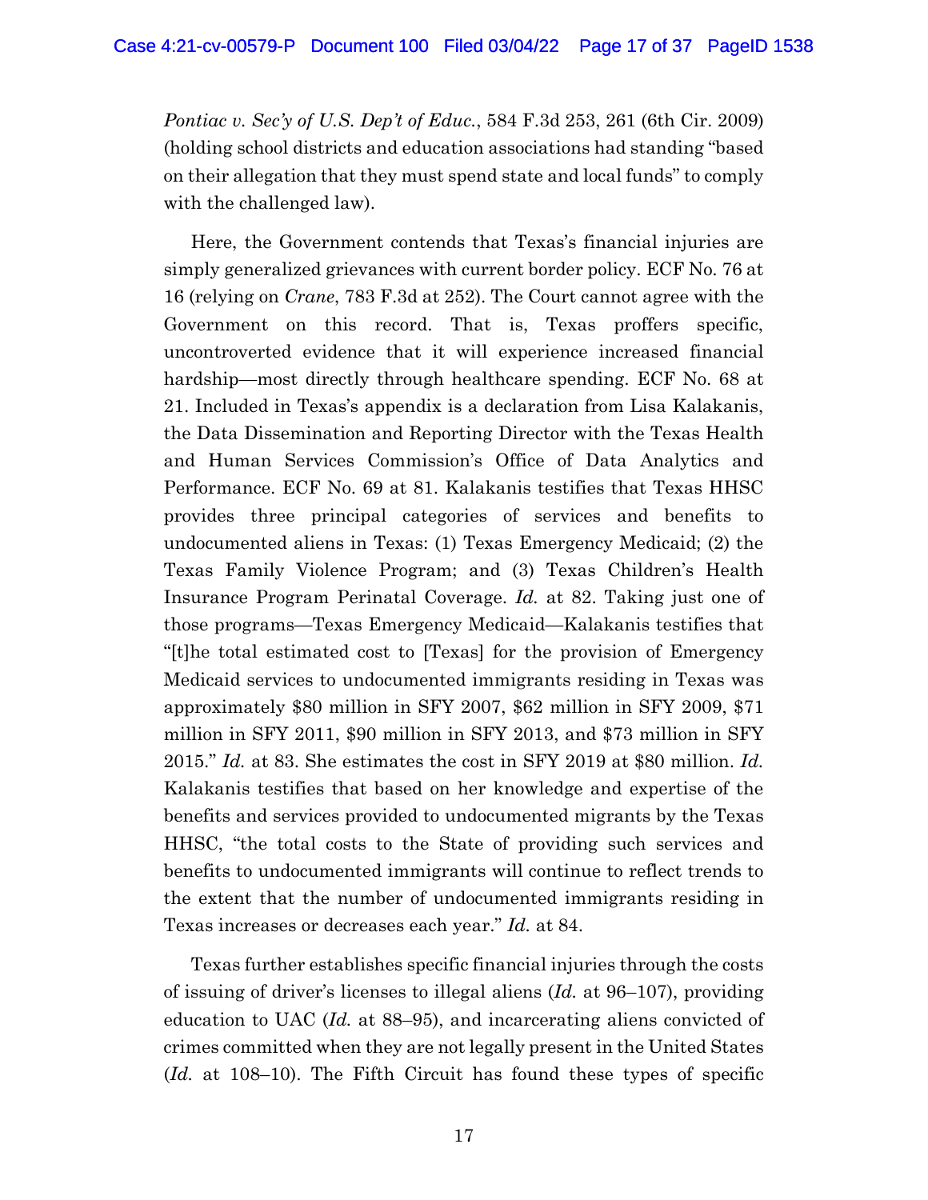*Pontiac v. Sec'y of U.S. Dep't of Educ.*, 584 F.3d 253, 261 (6th Cir. 2009) (holding school districts and education associations had standing "based on their allegation that they must spend state and local funds" to comply with the challenged law).

Here, the Government contends that Texas's financial injuries are simply generalized grievances with current border policy. ECF No. 76 at 16 (relying on *Crane*, 783 F.3d at 252). The Court cannot agree with the Government on this record. That is, Texas proffers specific, uncontroverted evidence that it will experience increased financial hardship—most directly through healthcare spending. ECF No. 68 at 21. Included in Texas's appendix is a declaration from Lisa Kalakanis, the Data Dissemination and Reporting Director with the Texas Health and Human Services Commission's Office of Data Analytics and Performance. ECF No. 69 at 81. Kalakanis testifies that Texas HHSC provides three principal categories of services and benefits to undocumented aliens in Texas: (1) Texas Emergency Medicaid; (2) the Texas Family Violence Program; and (3) Texas Children's Health Insurance Program Perinatal Coverage. *Id.* at 82. Taking just one of those programs—Texas Emergency Medicaid—Kalakanis testifies that "[t]he total estimated cost to [Texas] for the provision of Emergency Medicaid services to undocumented immigrants residing in Texas was approximately $80 million in SFY 2007, $62 million in SFY 2009, $71 million in SFY 2011, $90 million in SFY 2013, and $73 million in SFY 2015." *Id.* at 83. She estimates the cost in SFY 2019 at $80 million. *Id.* Kalakanis testifies that based on her knowledge and expertise of the benefits and services provided to undocumented migrants by the Texas HHSC, "the total costs to the State of providing such services and benefits to undocumented immigrants will continue to reflect trends to the extent that the number of undocumented immigrants residing in Texas increases or decreases each year." *Id.* at 84.

Texas further establishes specific financial injuries through the costs of issuing of driver's licenses to illegal aliens (*Id.* at 96–107), providing education to UAC (*Id.* at 88–95), and incarcerating aliens convicted of crimes committed when they are not legally present in the United States (*Id.* at 108–10). The Fifth Circuit has found these types of specific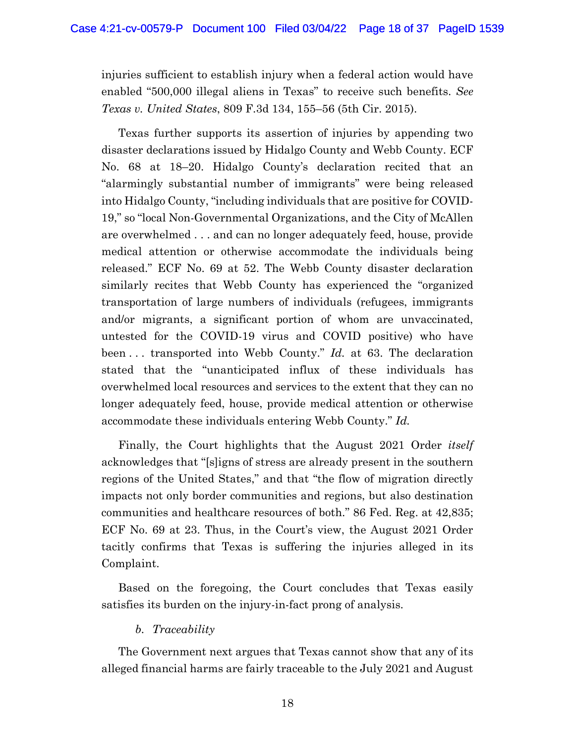injuries sufficient to establish injury when a federal action would have enabled "500,000 illegal aliens in Texas" to receive such benefits. *See Texas v. United States*, 809 F.3d 134, 155–56 (5th Cir. 2015).

Texas further supports its assertion of injuries by appending two disaster declarations issued by Hidalgo County and Webb County. ECF No. 68 at 18–20. Hidalgo County's declaration recited that an "alarmingly substantial number of immigrants" were being released into Hidalgo County, "including individuals that are positive for COVID-19," so "local Non-Governmental Organizations, and the City of McAllen are overwhelmed . . . and can no longer adequately feed, house, provide medical attention or otherwise accommodate the individuals being released." ECF No. 69 at 52. The Webb County disaster declaration similarly recites that Webb County has experienced the "organized transportation of large numbers of individuals (refugees, immigrants and/or migrants, a significant portion of whom are unvaccinated, untested for the COVID-19 virus and COVID positive) who have been . . . transported into Webb County." *Id.* at 63. The declaration stated that the "unanticipated influx of these individuals has overwhelmed local resources and services to the extent that they can no longer adequately feed, house, provide medical attention or otherwise accommodate these individuals entering Webb County." *Id.*

Finally, the Court highlights that the August 2021 Order *itself* acknowledges that "[s]igns of stress are already present in the southern regions of the United States," and that "the flow of migration directly impacts not only border communities and regions, but also destination communities and healthcare resources of both." 86 Fed. Reg. at 42,835; ECF No. 69 at 23. Thus, in the Court's view, the August 2021 Order tacitly confirms that Texas is suffering the injuries alleged in its Complaint.

Based on the foregoing, the Court concludes that Texas easily satisfies its burden on the injury-in-fact prong of analysis.

*b. Traceability*

The Government next argues that Texas cannot show that any of its alleged financial harms are fairly traceable to the July 2021 and August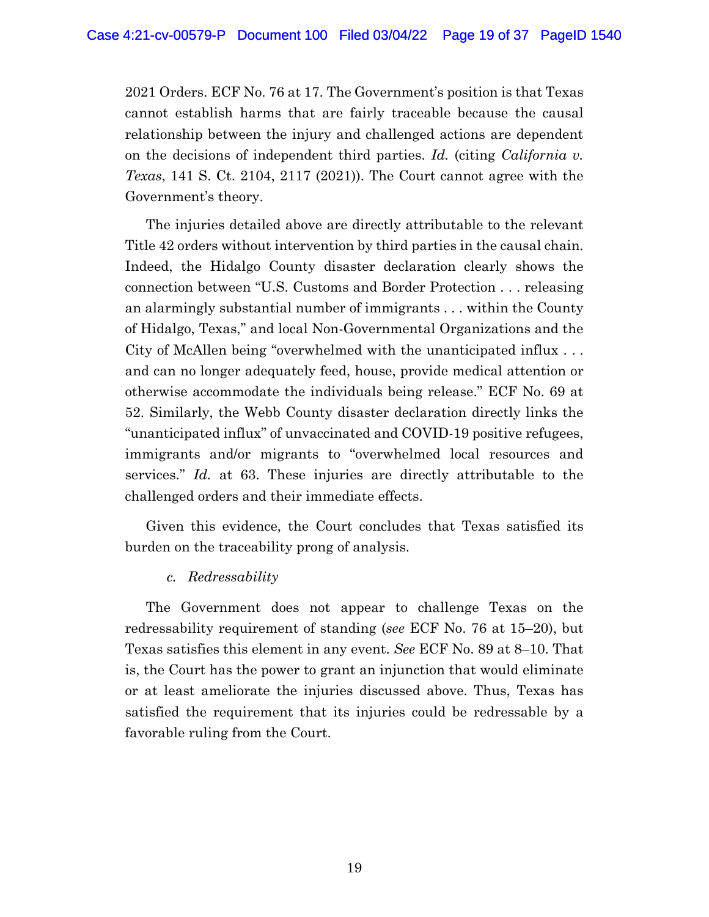2021 Orders. ECF No. 76 at 17. The Government's position is that Texas cannot establish harms that are fairly traceable because the causal relationship between the injury and challenged actions are dependent on the decisions of independent third parties. *Id.* (citing *California v. Texas*, 141 S. Ct. 2104, 2117 (2021)). The Court cannot agree with the Government's theory.

The injuries detailed above are directly attributable to the relevant Title 42 orders without intervention by third parties in the causal chain. Indeed, the Hidalgo County disaster declaration clearly shows the connection between "U.S. Customs and Border Protection . . . releasing an alarmingly substantial number of immigrants . . . within the County of Hidalgo, Texas," and local Non-Governmental Organizations and the City of McAllen being "overwhelmed with the unanticipated influx . . . and can no longer adequately feed, house, provide medical attention or otherwise accommodate the individuals being release." ECF No. 69 at 52. Similarly, the Webb County disaster declaration directly links the "unanticipated influx" of unvaccinated and COVID-19 positive refugees, immigrants and/or migrants to "overwhelmed local resources and services." *Id.* at 63. These injuries are directly attributable to the challenged orders and their immediate effects.

Given this evidence, the Court concludes that Texas satisfied its burden on the traceability prong of analysis.

*c. Redressability*

The Government does not appear to challenge Texas on the redressability requirement of standing (*see* ECF No. 76 at 15–20), but Texas satisfies this element in any event. *See* ECF No. 89 at 8–10. That is, the Court has the power to grant an injunction that would eliminate or at least ameliorate the injuries discussed above. Thus, Texas has satisfied the requirement that its injuries could be redressable by a favorable ruling from the Court.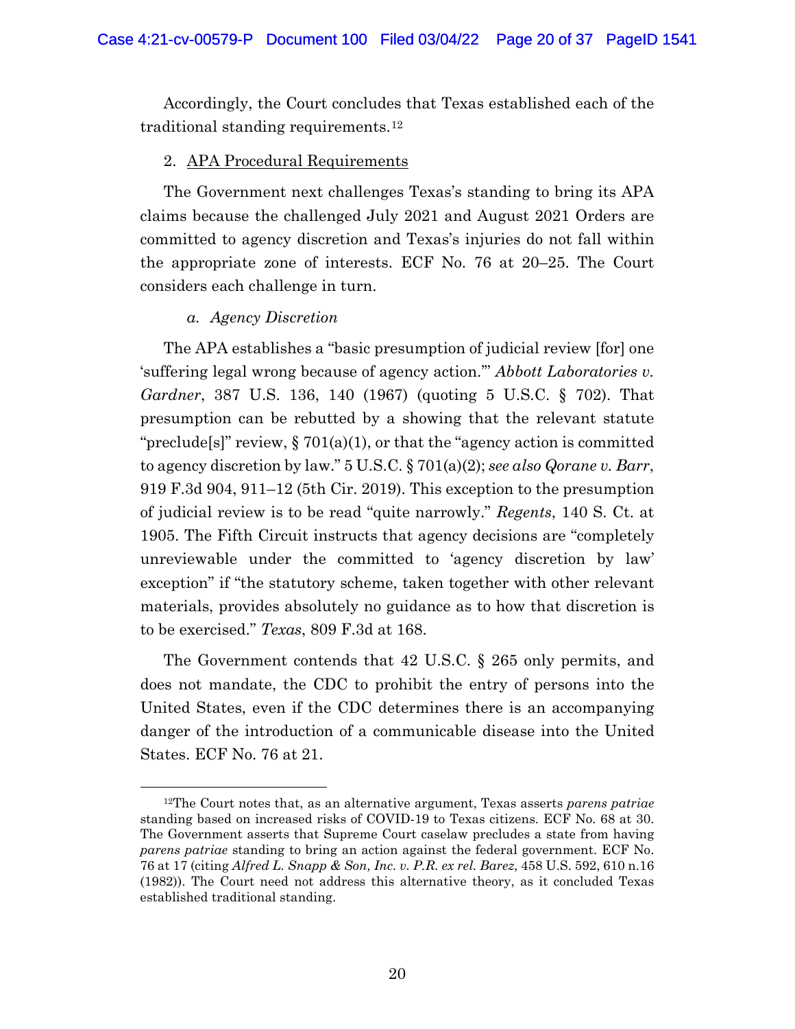Accordingly, the Court concludes that Texas established each of the traditional standing requirements.[12]

2. APA Procedural Requirements

The Government next challenges Texas's standing to bring its APA claims because the challenged July 2021 and August 2021 Orders are committed to agency discretion and Texas's injuries do not fall within the appropriate zone of interests. ECF No. 76 at 20–25. The Court considers each challenge in turn.

*a. Agency Discretion*

The APA establishes a "basic presumption of judicial review [for] one 'suffering legal wrong because of agency action.'" *Abbott Laboratories v. Gardner*, 387 U.S. 136, 140 (1967) (quoting 5 U.S.C. § 702). That presumption can be rebutted by a showing that the relevant statute "preclude[s]" review, § 701(a)(1), or that the "agency action is committed to agency discretion by law." 5 U.S.C. § 701(a)(2); *see also Qorane v. Barr*, 919 F.3d 904, 911–12 (5th Cir. 2019). This exception to the presumption of judicial review is to be read "quite narrowly." *Regents*, 140 S. Ct. at 1905. The Fifth Circuit instructs that agency decisions are "completely unreviewable under the committed to 'agency discretion by law' exception" if "the statutory scheme, taken together with other relevant materials, provides absolutely no guidance as to how that discretion is to be exercised." *Texas*, 809 F.3d at 168.

The Government contends that 42 U.S.C. § 265 only permits, and does not mandate, the CDC to prohibit the entry of persons into the United States, even if the CDC determines there is an accompanying danger of the introduction of a communicable disease into the United States. ECF No. 76 at 21.

---

[12]The Court notes that, as an alternative argument, Texas asserts *parens patriae* standing based on increased risks of COVID-19 to Texas citizens. ECF No. 68 at 30. The Government asserts that Supreme Court caselaw precludes a state from having *parens patriae* standing to bring an action against the federal government. ECF No. 76 at 17 (citing *Alfred L. Snapp & Son, Inc. v. P.R. ex rel. Barez*, 458 U.S. 592, 610 n.16 (1982)). The Court need not address this alternative theory, as it concluded Texas established traditional standing.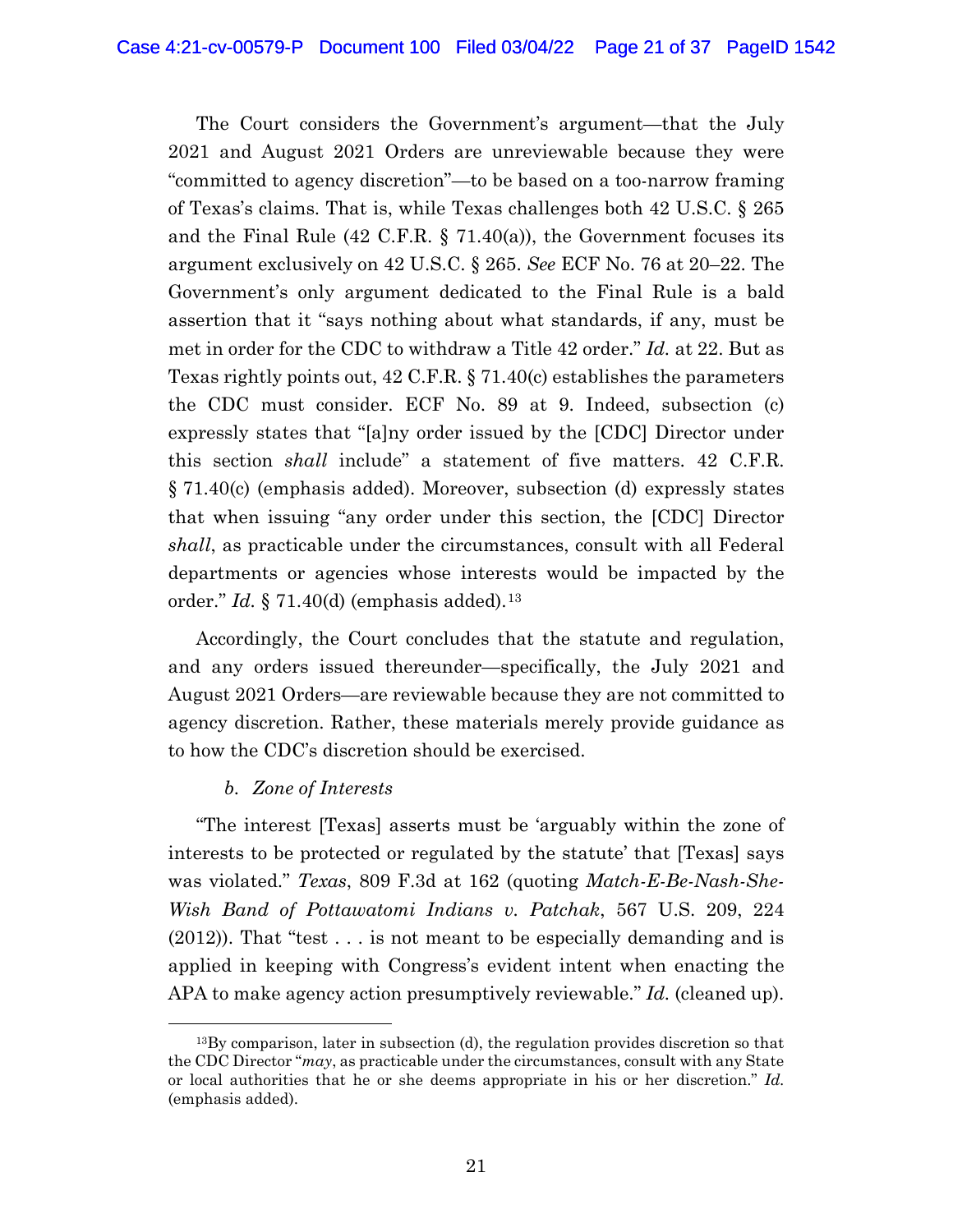The Court considers the Government's argument—that the July 2021 and August 2021 Orders are unreviewable because they were "committed to agency discretion"—to be based on a too-narrow framing of Texas's claims. That is, while Texas challenges both 42 U.S.C. § 265 and the Final Rule (42 C.F.R. § 71.40(a)), the Government focuses its argument exclusively on 42 U.S.C. § 265. *See* ECF No. 76 at 20–22. The Government's only argument dedicated to the Final Rule is a bald assertion that it "says nothing about what standards, if any, must be met in order for the CDC to withdraw a Title 42 order." *Id.* at 22. But as Texas rightly points out, 42 C.F.R. § 71.40(c) establishes the parameters the CDC must consider. ECF No. 89 at 9. Indeed, subsection (c) expressly states that "[a]ny order issued by the [CDC] Director under this section *shall* include" a statement of five matters. 42 C.F.R. § 71.40(c) (emphasis added). Moreover, subsection (d) expressly states that when issuing "any order under this section, the [CDC] Director *shall*, as practicable under the circumstances, consult with all Federal departments or agencies whose interests would be impacted by the order." *Id.* § 71.40(d) (emphasis added).[13]

Accordingly, the Court concludes that the statute and regulation, and any orders issued thereunder—specifically, the July 2021 and August 2021 Orders—are reviewable because they are not committed to agency discretion. Rather, these materials merely provide guidance as to how the CDC's discretion should be exercised.

*b. Zone of Interests*

"The interest [Texas] asserts must be 'arguably within the zone of interests to be protected or regulated by the statute' that [Texas] says was violated." *Texas*, 809 F.3d at 162 (quoting *Match-E-Be-Nash-She-Wish Band of Pottawatomi Indians v. Patchak*, 567 U.S. 209, 224 (2012)). That "test . . . is not meant to be especially demanding and is applied in keeping with Congress's evident intent when enacting the APA to make agency action presumptively reviewable." *Id.* (cleaned up).

---

[13]By comparison, later in subsection (d), the regulation provides discretion so that the CDC Director "*may*, as practicable under the circumstances, consult with any State or local authorities that he or she deems appropriate in his or her discretion." *Id.* (emphasis added).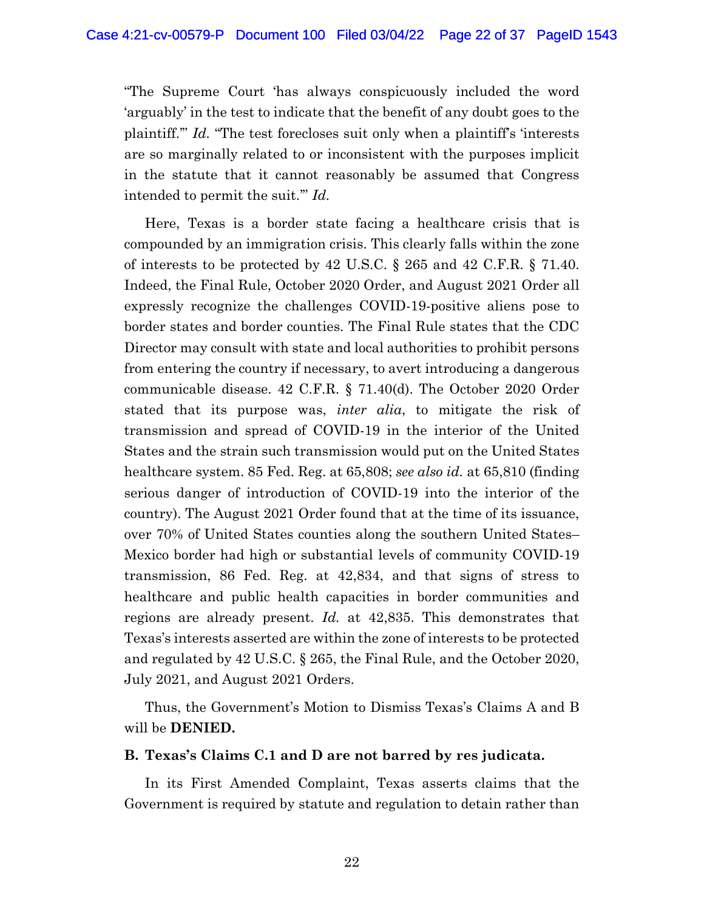"The Supreme Court 'has always conspicuously included the word 'arguably' in the test to indicate that the benefit of any doubt goes to the plaintiff.'" *Id.* "The test forecloses suit only when a plaintiff's 'interests are so marginally related to or inconsistent with the purposes implicit in the statute that it cannot reasonably be assumed that Congress intended to permit the suit.'" *Id.*

Here, Texas is a border state facing a healthcare crisis that is compounded by an immigration crisis. This clearly falls within the zone of interests to be protected by 42 U.S.C. § 265 and 42 C.F.R. § 71.40. Indeed, the Final Rule, October 2020 Order, and August 2021 Order all expressly recognize the challenges COVID-19-positive aliens pose to border states and border counties. The Final Rule states that the CDC Director may consult with state and local authorities to prohibit persons from entering the country if necessary, to avert introducing a dangerous communicable disease. 42 C.F.R. § 71.40(d). The October 2020 Order stated that its purpose was, *inter alia*, to mitigate the risk of transmission and spread of COVID-19 in the interior of the United States and the strain such transmission would put on the United States healthcare system. 85 Fed. Reg. at 65,808; *see also id.* at 65,810 (finding serious danger of introduction of COVID-19 into the interior of the country). The August 2021 Order found that at the time of its issuance, over 70% of United States counties along the southern United States–Mexico border had high or substantial levels of community COVID-19 transmission, 86 Fed. Reg. at 42,834, and that signs of stress to healthcare and public health capacities in border communities and regions are already present. *Id.* at 42,835. This demonstrates that Texas's interests asserted are within the zone of interests to be protected and regulated by 42 U.S.C. § 265, the Final Rule, and the October 2020, July 2021, and August 2021 Orders.

Thus, the Government's Motion to Dismiss Texas's Claims A and B will be **DENIED.**

### B. Texas's Claims C.1 and D are not barred by res judicata.

In its First Amended Complaint, Texas asserts claims that the Government is required by statute and regulation to detain rather than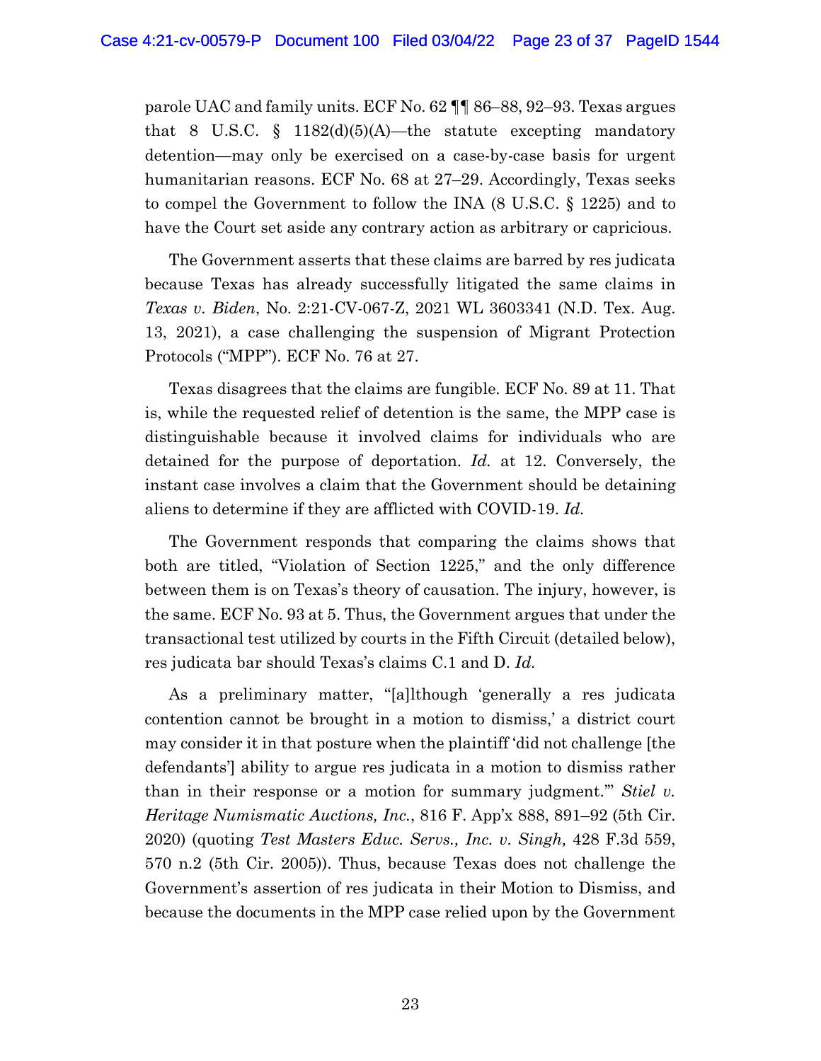parole UAC and family units. ECF No. 62 ¶¶ 86–88, 92–93. Texas argues that 8 U.S.C. § 1182(d)(5)(A)—the statute excepting mandatory detention—may only be exercised on a case-by-case basis for urgent humanitarian reasons. ECF No. 68 at 27–29. Accordingly, Texas seeks to compel the Government to follow the INA (8 U.S.C. § 1225) and to have the Court set aside any contrary action as arbitrary or capricious.

The Government asserts that these claims are barred by res judicata because Texas has already successfully litigated the same claims in *Texas v. Biden*, No. 2:21-CV-067-Z, 2021 WL 3603341 (N.D. Tex. Aug. 13, 2021), a case challenging the suspension of Migrant Protection Protocols ("MPP"). ECF No. 76 at 27.

Texas disagrees that the claims are fungible. ECF No. 89 at 11. That is, while the requested relief of detention is the same, the MPP case is distinguishable because it involved claims for individuals who are detained for the purpose of deportation. *Id.* at 12. Conversely, the instant case involves a claim that the Government should be detaining aliens to determine if they are afflicted with COVID-19. *Id.*

The Government responds that comparing the claims shows that both are titled, "Violation of Section 1225," and the only difference between them is on Texas's theory of causation. The injury, however, is the same. ECF No. 93 at 5. Thus, the Government argues that under the transactional test utilized by courts in the Fifth Circuit (detailed below), res judicata bar should Texas's claims C.1 and D. *Id.*

As a preliminary matter, "[a]lthough 'generally a res judicata contention cannot be brought in a motion to dismiss,' a district court may consider it in that posture when the plaintiff 'did not challenge [the defendants'] ability to argue res judicata in a motion to dismiss rather than in their response or a motion for summary judgment.'" *Stiel v. Heritage Numismatic Auctions, Inc.*, 816 F. App'x 888, 891–92 (5th Cir. 2020) (quoting *Test Masters Educ. Servs., Inc. v. Singh,* 428 F.3d 559, 570 n.2 (5th Cir. 2005)). Thus, because Texas does not challenge the Government's assertion of res judicata in their Motion to Dismiss, and because the documents in the MPP case relied upon by the Government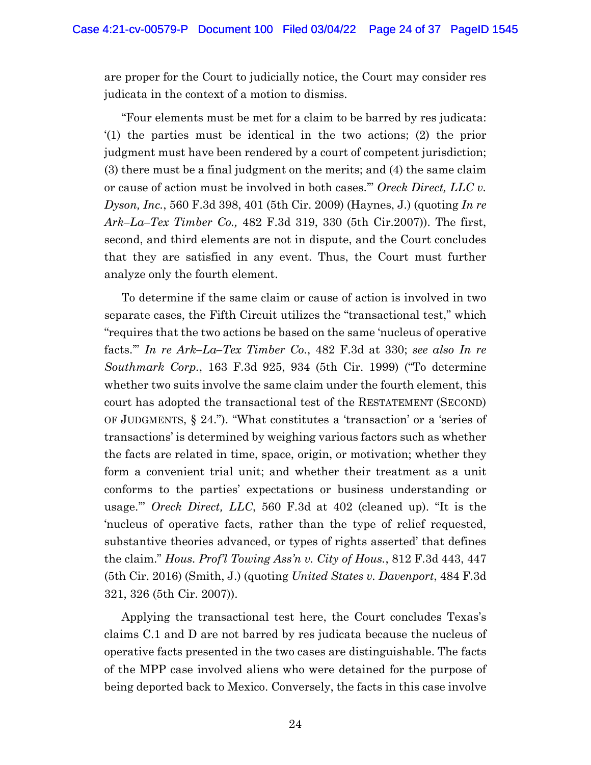are proper for the Court to judicially notice, the Court may consider res judicata in the context of a motion to dismiss.

"Four elements must be met for a claim to be barred by res judicata: '(1) the parties must be identical in the two actions; (2) the prior judgment must have been rendered by a court of competent jurisdiction; (3) there must be a final judgment on the merits; and (4) the same claim or cause of action must be involved in both cases.'" *Oreck Direct, LLC v. Dyson, Inc.*, 560 F.3d 398, 401 (5th Cir. 2009) (Haynes, J.) (quoting *In re Ark–La–Tex Timber Co.,* 482 F.3d 319, 330 (5th Cir.2007)). The first, second, and third elements are not in dispute, and the Court concludes that they are satisfied in any event. Thus, the Court must further analyze only the fourth element.

To determine if the same claim or cause of action is involved in two separate cases, the Fifth Circuit utilizes the "transactional test," which "requires that the two actions be based on the same 'nucleus of operative facts.'" *In re Ark–La–Tex Timber Co.*, 482 F.3d at 330; *see also In re Southmark Corp.*, 163 F.3d 925, 934 (5th Cir. 1999) ("To determine whether two suits involve the same claim under the fourth element, this court has adopted the transactional test of the RESTATEMENT (SECOND) OF JUDGMENTS, § 24."). "What constitutes a 'transaction' or a 'series of transactions' is determined by weighing various factors such as whether the facts are related in time, space, origin, or motivation; whether they form a convenient trial unit; and whether their treatment as a unit conforms to the parties' expectations or business understanding or usage.'" *Oreck Direct, LLC*, 560 F.3d at 402 (cleaned up). "It is the 'nucleus of operative facts, rather than the type of relief requested, substantive theories advanced, or types of rights asserted' that defines the claim." *Hous. Prof'l Towing Ass'n v. City of Hous.*, 812 F.3d 443, 447 (5th Cir. 2016) (Smith, J.) (quoting *United States v. Davenport*, 484 F.3d 321, 326 (5th Cir. 2007)).

Applying the transactional test here, the Court concludes Texas's claims C.1 and D are not barred by res judicata because the nucleus of operative facts presented in the two cases are distinguishable. The facts of the MPP case involved aliens who were detained for the purpose of being deported back to Mexico. Conversely, the facts in this case involve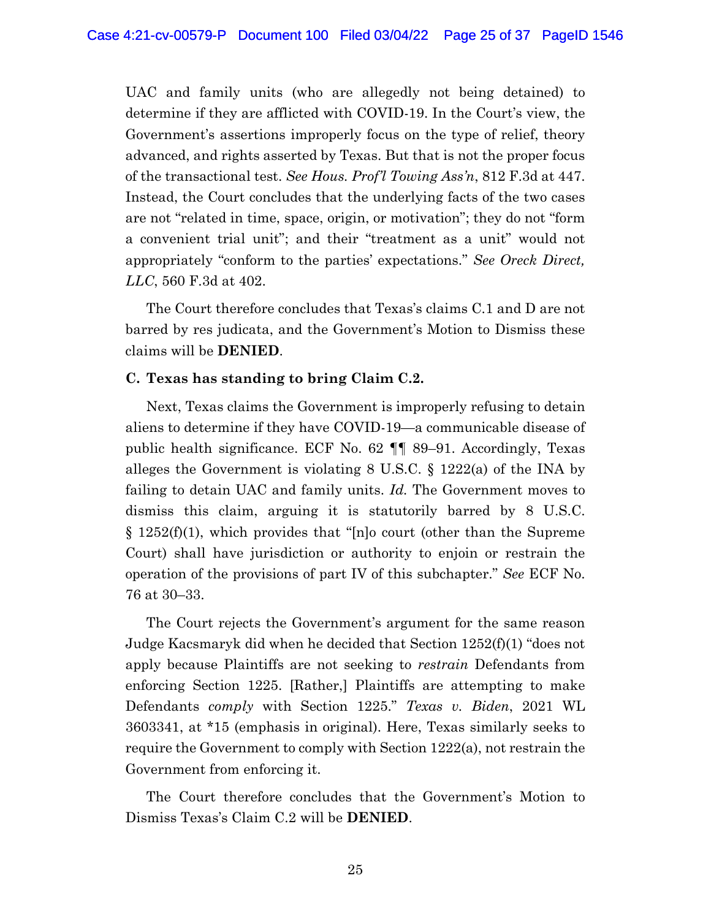UAC and family units (who are allegedly not being detained) to determine if they are afflicted with COVID-19. In the Court's view, the Government's assertions improperly focus on the type of relief, theory advanced, and rights asserted by Texas. But that is not the proper focus of the transactional test. *See Hous. Prof'l Towing Ass'n*, 812 F.3d at 447. Instead, the Court concludes that the underlying facts of the two cases are not "related in time, space, origin, or motivation"; they do not "form a convenient trial unit"; and their "treatment as a unit" would not appropriately "conform to the parties' expectations." *See Oreck Direct, LLC*, 560 F.3d at 402.

The Court therefore concludes that Texas's claims C.1 and D are not barred by res judicata, and the Government's Motion to Dismiss these claims will be **DENIED**.

### C. Texas has standing to bring Claim C.2.

Next, Texas claims the Government is improperly refusing to detain aliens to determine if they have COVID-19—a communicable disease of public health significance. ECF No. 62 ¶¶ 89–91. Accordingly, Texas alleges the Government is violating 8 U.S.C. § 1222(a) of the INA by failing to detain UAC and family units. *Id.* The Government moves to dismiss this claim, arguing it is statutorily barred by 8 U.S.C. § 1252(f)(1), which provides that "[n]o court (other than the Supreme Court) shall have jurisdiction or authority to enjoin or restrain the operation of the provisions of part IV of this subchapter." *See* ECF No. 76 at 30–33.

The Court rejects the Government's argument for the same reason Judge Kacsmaryk did when he decided that Section 1252(f)(1) "does not apply because Plaintiffs are not seeking to *restrain* Defendants from enforcing Section 1225. [Rather,] Plaintiffs are attempting to make Defendants *comply* with Section 1225." *Texas v. Biden*, 2021 WL 3603341, at *15 (emphasis in original). Here, Texas similarly seeks to require the Government to comply with Section 1222(a), not restrain the Government from enforcing it.

The Court therefore concludes that the Government's Motion to Dismiss Texas's Claim C.2 will be **DENIED**.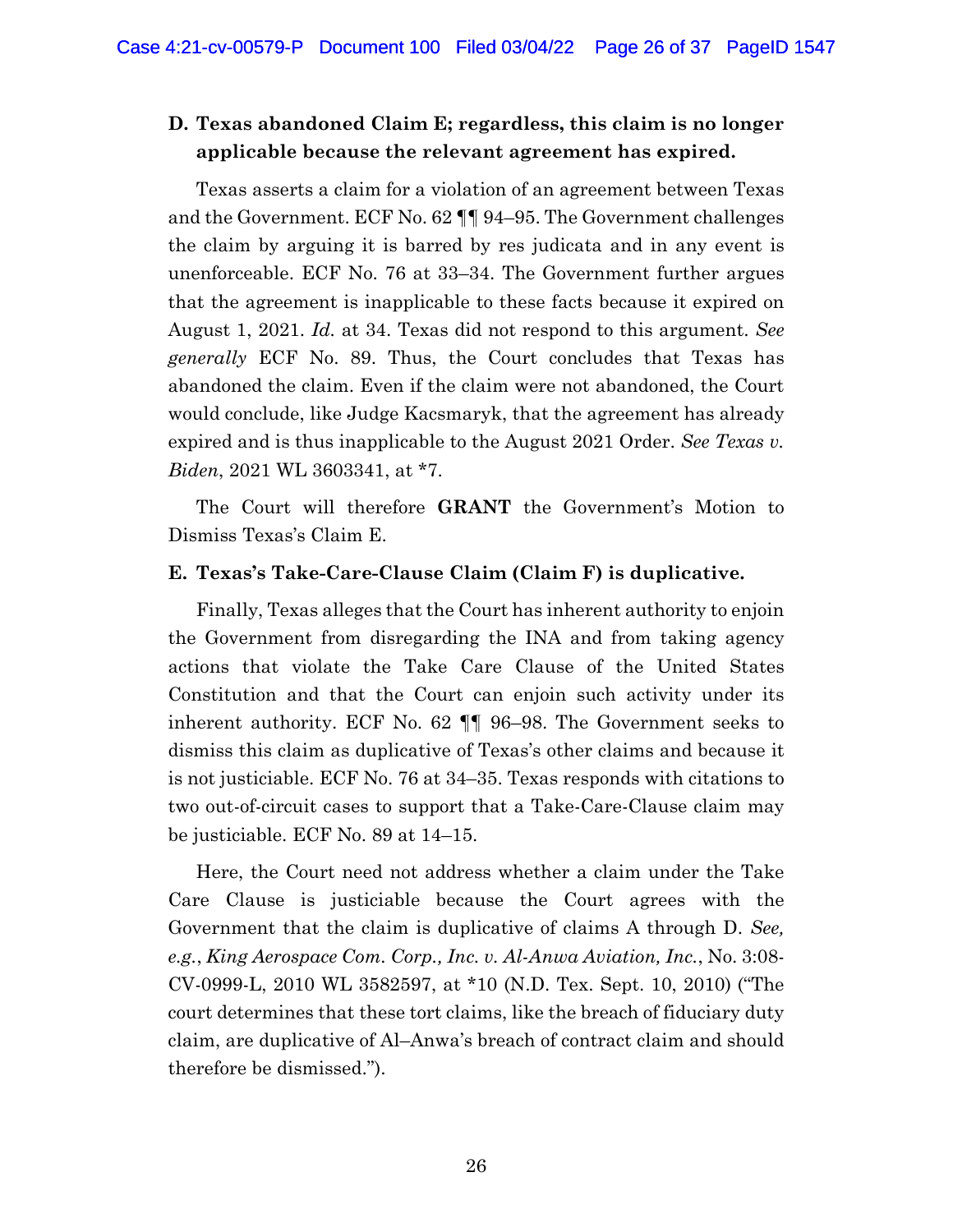### D. Texas abandoned Claim E; regardless, this claim is no longer applicable because the relevant agreement has expired.

Texas asserts a claim for a violation of an agreement between Texas and the Government. ECF No. 62 ¶¶ 94–95. The Government challenges the claim by arguing it is barred by res judicata and in any event is unenforceable. ECF No. 76 at 33–34. The Government further argues that the agreement is inapplicable to these facts because it expired on August 1, 2021. *Id.* at 34. Texas did not respond to this argument. *See generally* ECF No. 89. Thus, the Court concludes that Texas has abandoned the claim. Even if the claim were not abandoned, the Court would conclude, like Judge Kacsmaryk, that the agreement has already expired and is thus inapplicable to the August 2021 Order. *See Texas v. Biden*, 2021 WL 3603341, at *7.

The Court will therefore **GRANT** the Government's Motion to Dismiss Texas's Claim E.

### E. Texas's Take-Care-Clause Claim (Claim F) is duplicative.

Finally, Texas alleges that the Court has inherent authority to enjoin the Government from disregarding the INA and from taking agency actions that violate the Take Care Clause of the United States Constitution and that the Court can enjoin such activity under its inherent authority. ECF No. 62 ¶¶ 96–98. The Government seeks to dismiss this claim as duplicative of Texas's other claims and because it is not justiciable. ECF No. 76 at 34–35. Texas responds with citations to two out-of-circuit cases to support that a Take-Care-Clause claim may be justiciable. ECF No. 89 at 14–15.

Here, the Court need not address whether a claim under the Take Care Clause is justiciable because the Court agrees with the Government that the claim is duplicative of claims A through D. *See, e.g.*, *King Aerospace Com. Corp., Inc. v. Al-Anwa Aviation, Inc.*, No. 3:08-CV-0999-L, 2010 WL 3582597, at *10 (N.D. Tex. Sept. 10, 2010) ("The court determines that these tort claims, like the breach of fiduciary duty claim, are duplicative of Al–Anwa's breach of contract claim and should therefore be dismissed.").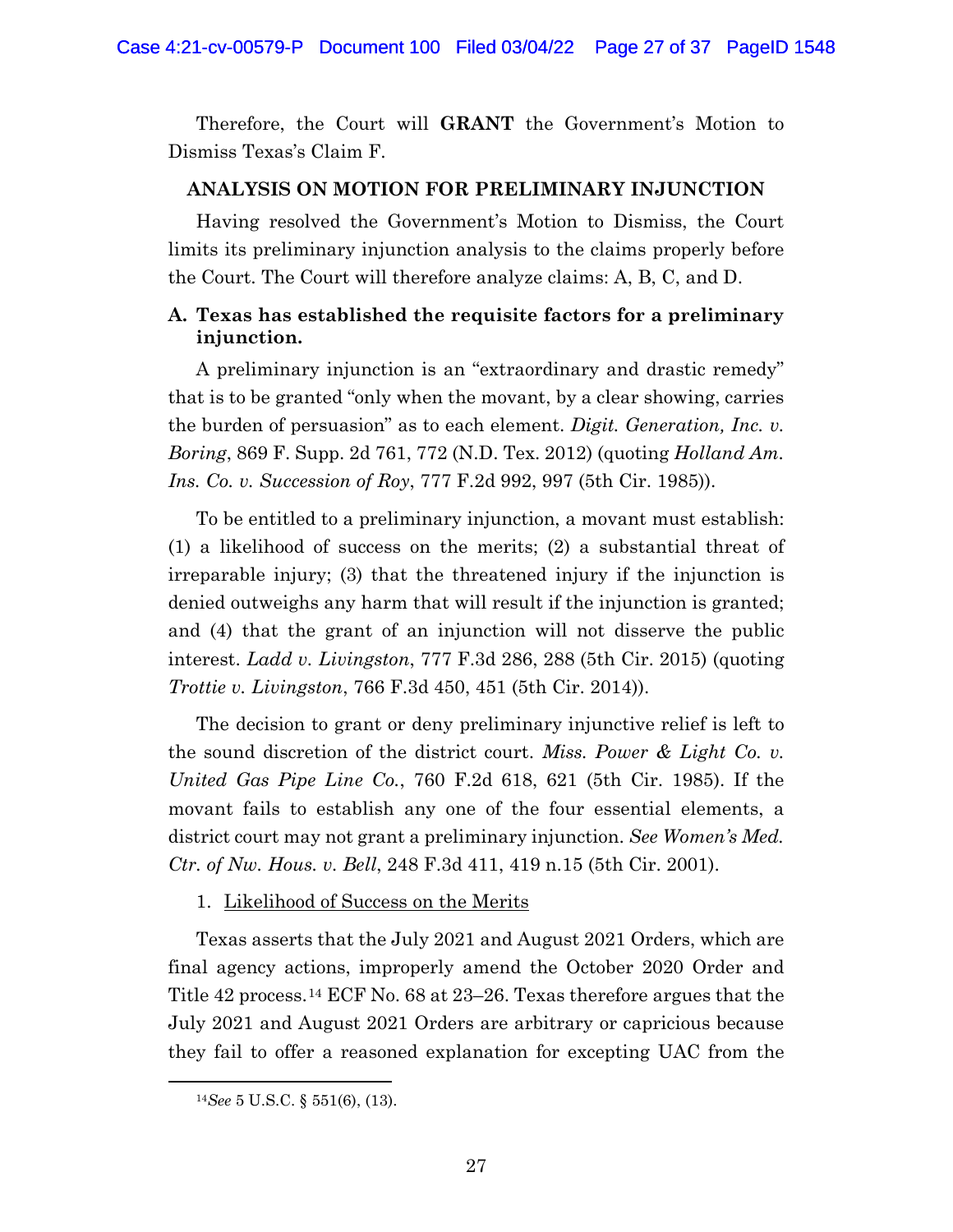Therefore, the Court will **GRANT** the Government's Motion to Dismiss Texas's Claim F.

## ANALYSIS ON MOTION FOR PRELIMINARY INJUNCTION

Having resolved the Government's Motion to Dismiss, the Court limits its preliminary injunction analysis to the claims properly before the Court. The Court will therefore analyze claims: A, B, C, and D.

### A. Texas has established the requisite factors for a preliminary injunction.

A preliminary injunction is an "extraordinary and drastic remedy" that is to be granted "only when the movant, by a clear showing, carries the burden of persuasion" as to each element. *Digit. Generation, Inc. v. Boring*, 869 F. Supp. 2d 761, 772 (N.D. Tex. 2012) (quoting *Holland Am. Ins. Co. v. Succession of Roy*, 777 F.2d 992, 997 (5th Cir. 1985)).

To be entitled to a preliminary injunction, a movant must establish: (1) a likelihood of success on the merits; (2) a substantial threat of irreparable injury; (3) that the threatened injury if the injunction is denied outweighs any harm that will result if the injunction is granted; and (4) that the grant of an injunction will not disserve the public interest. *Ladd v. Livingston*, 777 F.3d 286, 288 (5th Cir. 2015) (quoting *Trottie v. Livingston*, 766 F.3d 450, 451 (5th Cir. 2014)).

The decision to grant or deny preliminary injunctive relief is left to the sound discretion of the district court. *Miss. Power & Light Co. v. United Gas Pipe Line Co.*, 760 F.2d 618, 621 (5th Cir. 1985). If the movant fails to establish any one of the four essential elements, a district court may not grant a preliminary injunction. *See Women's Med. Ctr. of Nw. Hous. v. Bell*, 248 F.3d 411, 419 n.15 (5th Cir. 2001).

1. Likelihood of Success on the Merits

Texas asserts that the July 2021 and August 2021 Orders, which are final agency actions, improperly amend the October 2020 Order and Title 42 process.[14] ECF No. 68 at 23–26. Texas therefore argues that the July 2021 and August 2021 Orders are arbitrary or capricious because they fail to offer a reasoned explanation for excepting UAC from the

[14] *See* 5 U.S.C. § 551(6), (13).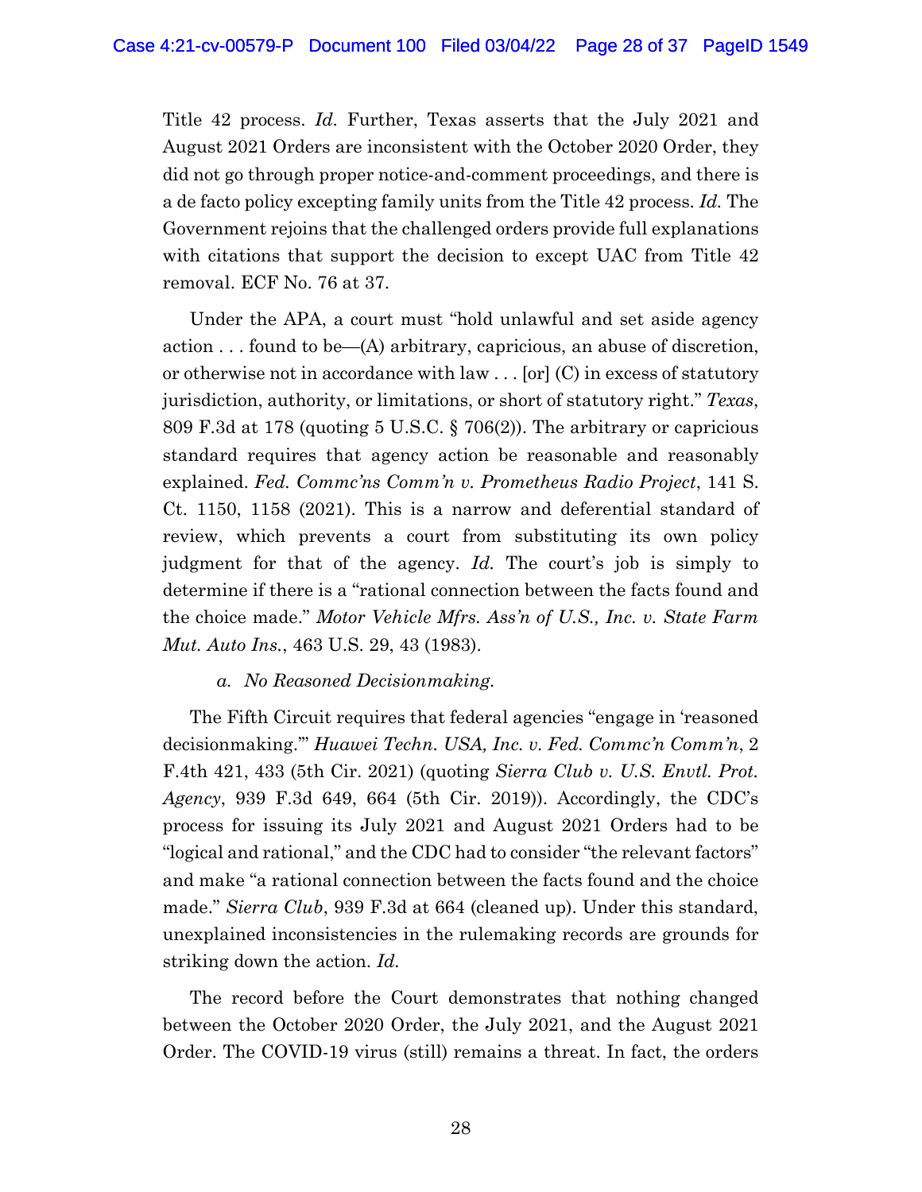Title 42 process. *Id.* Further, Texas asserts that the July 2021 and August 2021 Orders are inconsistent with the October 2020 Order, they did not go through proper notice-and-comment proceedings, and there is a de facto policy excepting family units from the Title 42 process. *Id.* The Government rejoins that the challenged orders provide full explanations with citations that support the decision to except UAC from Title 42 removal. ECF No. 76 at 37.

Under the APA, a court must "hold unlawful and set aside agency action . . . found to be—(A) arbitrary, capricious, an abuse of discretion, or otherwise not in accordance with law . . . [or] (C) in excess of statutory jurisdiction, authority, or limitations, or short of statutory right." *Texas*, 809 F.3d at 178 (quoting 5 U.S.C. § 706(2)). The arbitrary or capricious standard requires that agency action be reasonable and reasonably explained. *Fed. Commc'ns Comm'n v. Prometheus Radio Project*, 141 S. Ct. 1150, 1158 (2021). This is a narrow and deferential standard of review, which prevents a court from substituting its own policy judgment for that of the agency. *Id.* The court's job is simply to determine if there is a "rational connection between the facts found and the choice made." *Motor Vehicle Mfrs. Ass'n of U.S., Inc. v. State Farm Mut. Auto Ins.*, 463 U.S. 29, 43 (1983).

*a. No Reasoned Decisionmaking.*

The Fifth Circuit requires that federal agencies "engage in 'reasoned decisionmaking.'" *Huawei Techn. USA, Inc. v. Fed. Commc'n Comm'n*, 2 F.4th 421, 433 (5th Cir. 2021) (quoting *Sierra Club v. U.S. Envtl. Prot. Agency*, 939 F.3d 649, 664 (5th Cir. 2019)). Accordingly, the CDC's process for issuing its July 2021 and August 2021 Orders had to be "logical and rational," and the CDC had to consider "the relevant factors" and make "a rational connection between the facts found and the choice made." *Sierra Club*, 939 F.3d at 664 (cleaned up). Under this standard, unexplained inconsistencies in the rulemaking records are grounds for striking down the action. *Id.*

The record before the Court demonstrates that nothing changed between the October 2020 Order, the July 2021, and the August 2021 Order. The COVID-19 virus (still) remains a threat. In fact, the orders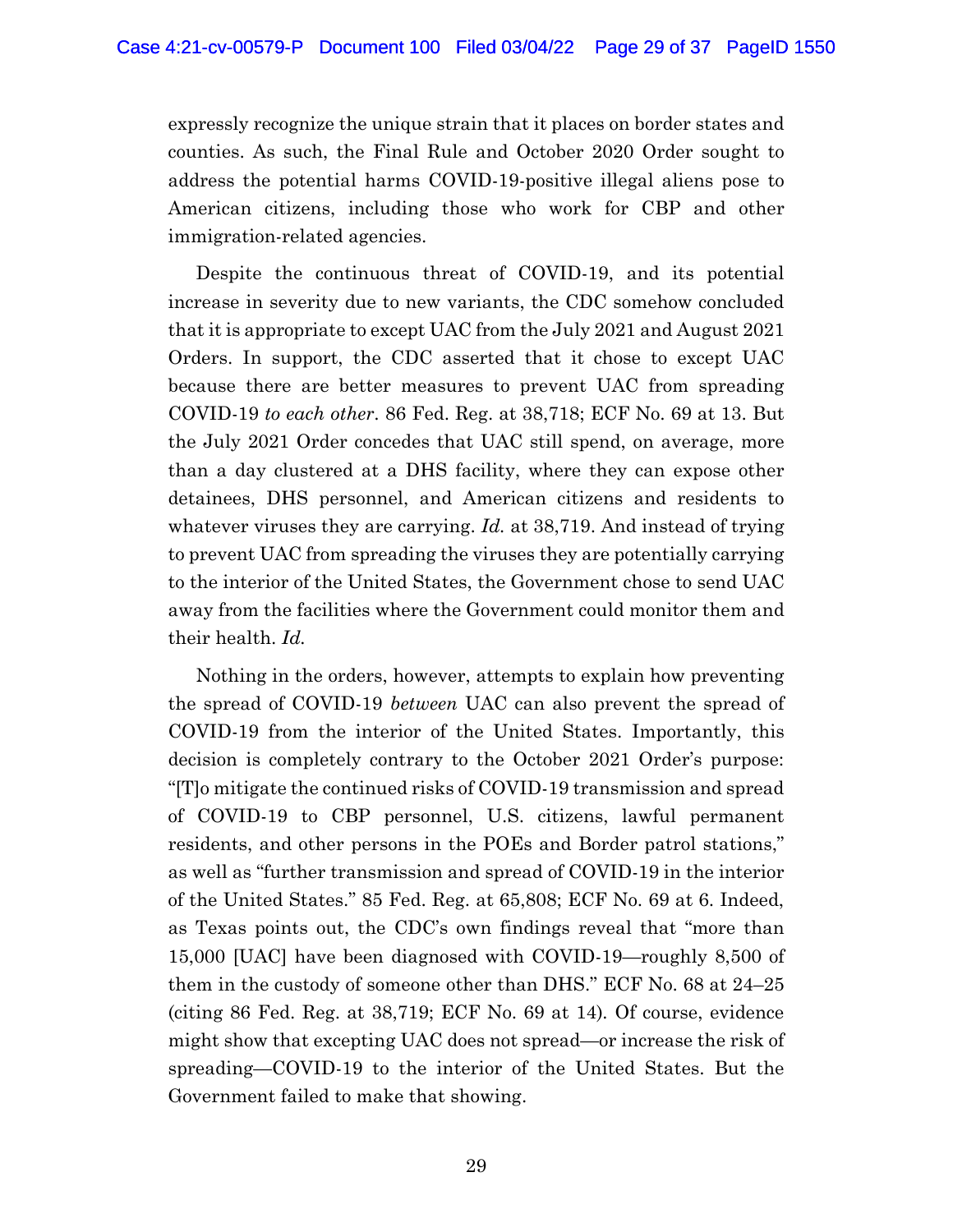expressly recognize the unique strain that it places on border states and counties. As such, the Final Rule and October 2020 Order sought to address the potential harms COVID-19-positive illegal aliens pose to American citizens, including those who work for CBP and other immigration-related agencies.

Despite the continuous threat of COVID-19, and its potential increase in severity due to new variants, the CDC somehow concluded that it is appropriate to except UAC from the July 2021 and August 2021 Orders. In support, the CDC asserted that it chose to except UAC because there are better measures to prevent UAC from spreading COVID-19 *to each other*. 86 Fed. Reg. at 38,718; ECF No. 69 at 13. But the July 2021 Order concedes that UAC still spend, on average, more than a day clustered at a DHS facility, where they can expose other detainees, DHS personnel, and American citizens and residents to whatever viruses they are carrying. *Id.* at 38,719. And instead of trying to prevent UAC from spreading the viruses they are potentially carrying to the interior of the United States, the Government chose to send UAC away from the facilities where the Government could monitor them and their health. *Id.*

Nothing in the orders, however, attempts to explain how preventing the spread of COVID-19 *between* UAC can also prevent the spread of COVID-19 from the interior of the United States. Importantly, this decision is completely contrary to the October 2021 Order's purpose: "[T]o mitigate the continued risks of COVID-19 transmission and spread of COVID-19 to CBP personnel, U.S. citizens, lawful permanent residents, and other persons in the POEs and Border patrol stations," as well as "further transmission and spread of COVID-19 in the interior of the United States." 85 Fed. Reg. at 65,808; ECF No. 69 at 6. Indeed, as Texas points out, the CDC's own findings reveal that "more than 15,000 [UAC] have been diagnosed with COVID-19—roughly 8,500 of them in the custody of someone other than DHS." ECF No. 68 at 24–25 (citing 86 Fed. Reg. at 38,719; ECF No. 69 at 14). Of course, evidence might show that excepting UAC does not spread—or increase the risk of spreading—COVID-19 to the interior of the United States. But the Government failed to make that showing.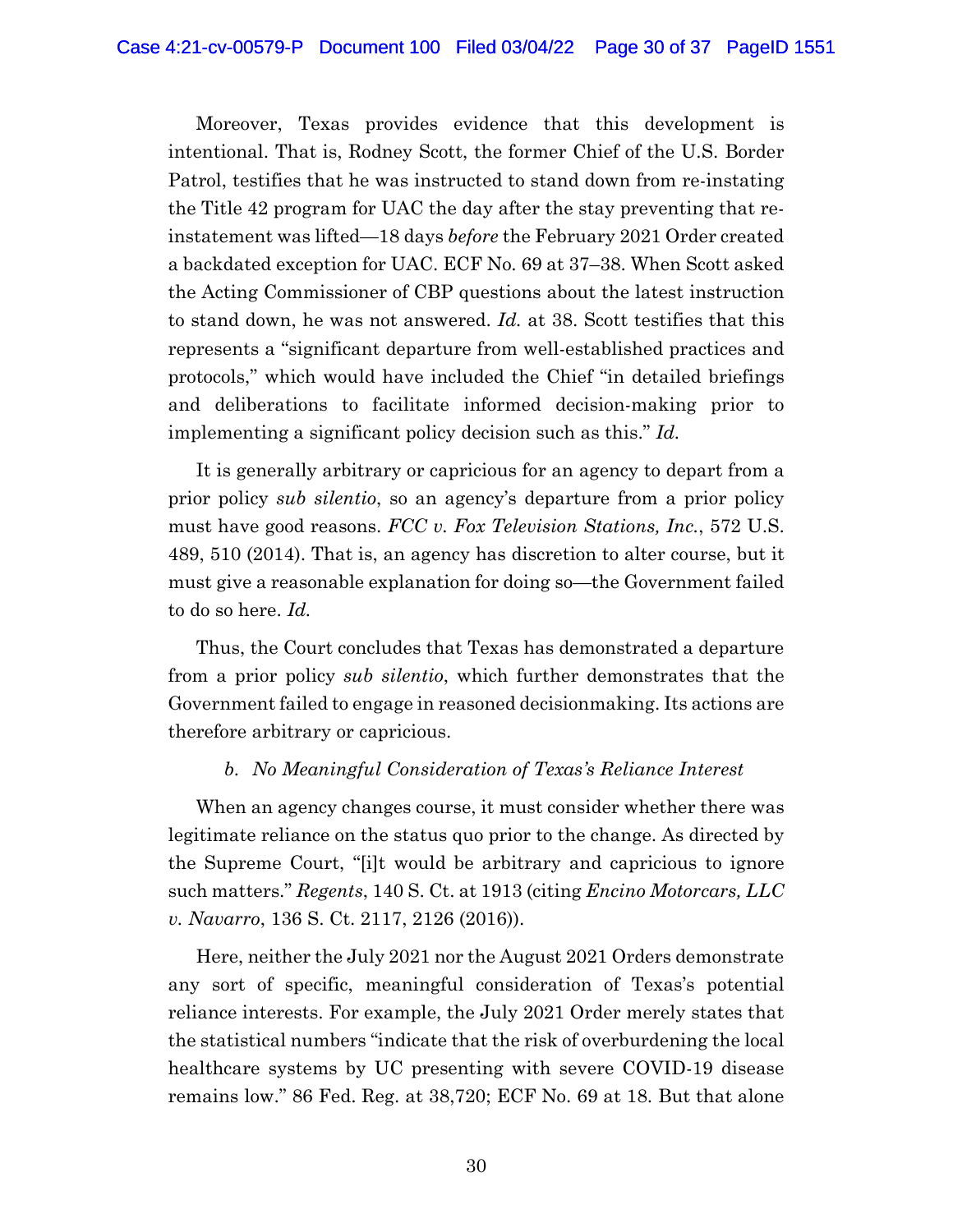Moreover, Texas provides evidence that this development is intentional. That is, Rodney Scott, the former Chief of the U.S. Border Patrol, testifies that he was instructed to stand down from re-instating the Title 42 program for UAC the day after the stay preventing that re-instatement was lifted—18 days *before* the February 2021 Order created a backdated exception for UAC. ECF No. 69 at 37–38. When Scott asked the Acting Commissioner of CBP questions about the latest instruction to stand down, he was not answered. *Id.* at 38. Scott testifies that this represents a "significant departure from well-established practices and protocols," which would have included the Chief "in detailed briefings and deliberations to facilitate informed decision-making prior to implementing a significant policy decision such as this." *Id.*

It is generally arbitrary or capricious for an agency to depart from a prior policy *sub silentio*, so an agency's departure from a prior policy must have good reasons. *FCC v. Fox Television Stations, Inc.*, 572 U.S. 489, 510 (2014). That is, an agency has discretion to alter course, but it must give a reasonable explanation for doing so—the Government failed to do so here. *Id.*

Thus, the Court concludes that Texas has demonstrated a departure from a prior policy *sub silentio*, which further demonstrates that the Government failed to engage in reasoned decisionmaking. Its actions are therefore arbitrary or capricious.

#### *b. No Meaningful Consideration of Texas's Reliance Interest*

When an agency changes course, it must consider whether there was legitimate reliance on the status quo prior to the change. As directed by the Supreme Court, "[i]t would be arbitrary and capricious to ignore such matters." *Regents*, 140 S. Ct. at 1913 (citing *Encino Motorcars, LLC v. Navarro*, 136 S. Ct. 2117, 2126 (2016)).

Here, neither the July 2021 nor the August 2021 Orders demonstrate any sort of specific, meaningful consideration of Texas's potential reliance interests. For example, the July 2021 Order merely states that the statistical numbers "indicate that the risk of overburdening the local healthcare systems by UC presenting with severe COVID-19 disease remains low." 86 Fed. Reg. at 38,720; ECF No. 69 at 18. But that alone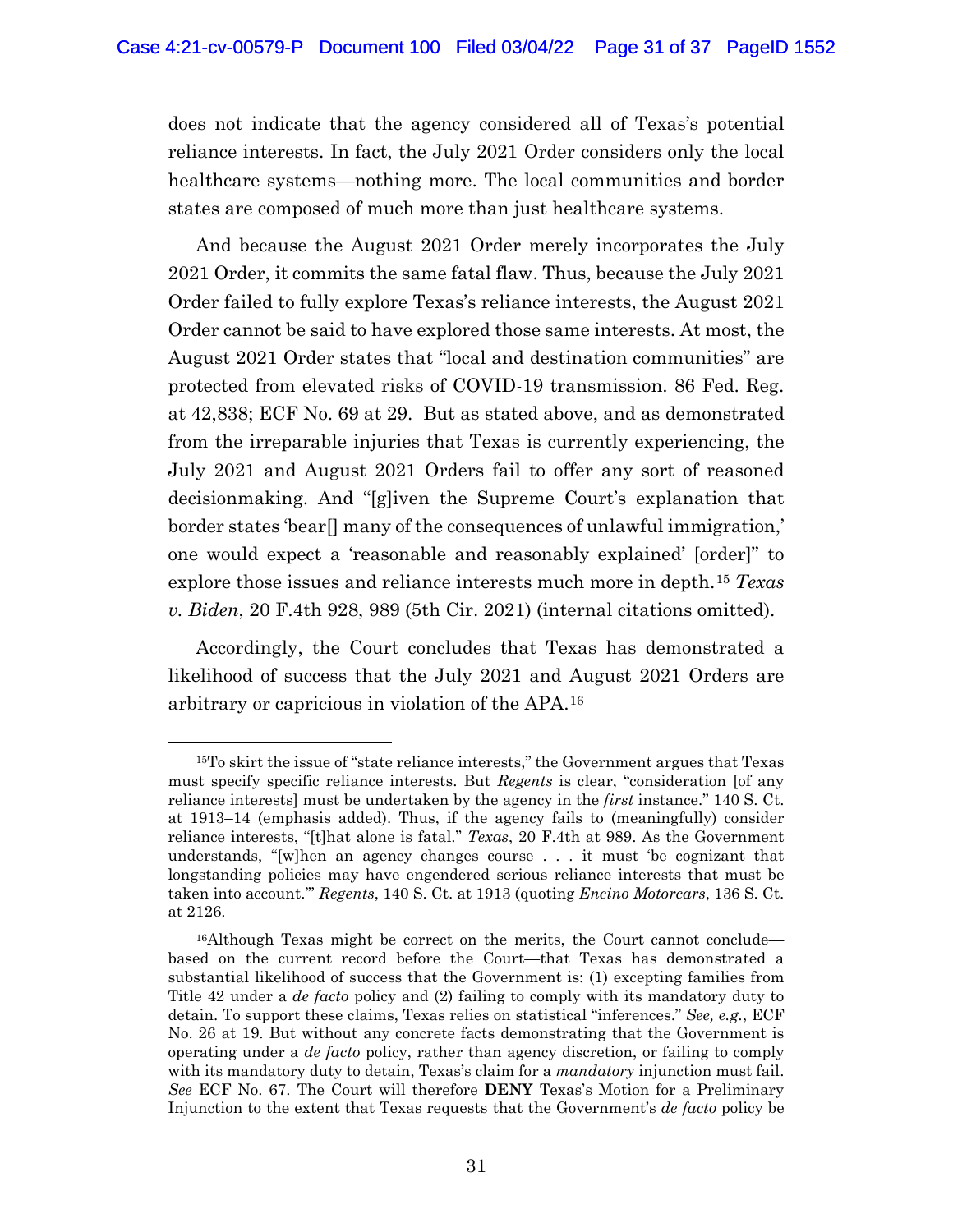does not indicate that the agency considered all of Texas's potential reliance interests. In fact, the July 2021 Order considers only the local healthcare systems—nothing more. The local communities and border states are composed of much more than just healthcare systems.

And because the August 2021 Order merely incorporates the July 2021 Order, it commits the same fatal flaw. Thus, because the July 2021 Order failed to fully explore Texas's reliance interests, the August 2021 Order cannot be said to have explored those same interests. At most, the August 2021 Order states that "local and destination communities" are protected from elevated risks of COVID-19 transmission. 86 Fed. Reg. at 42,838; ECF No. 69 at 29. But as stated above, and as demonstrated from the irreparable injuries that Texas is currently experiencing, the July 2021 and August 2021 Orders fail to offer any sort of reasoned decisionmaking. And "[g]iven the Supreme Court's explanation that border states 'bear[] many of the consequences of unlawful immigration,' one would expect a 'reasonable and reasonably explained' [order]" to explore those issues and reliance interests much more in depth.[15] *Texas v. Biden*, 20 F.4th 928, 989 (5th Cir. 2021) (internal citations omitted).

Accordingly, the Court concludes that Texas has demonstrated a likelihood of success that the July 2021 and August 2021 Orders are arbitrary or capricious in violation of the APA.[16]

---

[15]To skirt the issue of "state reliance interests," the Government argues that Texas must specify specific reliance interests. But *Regents* is clear, "consideration [of any reliance interests] must be undertaken by the agency in the *first* instance." 140 S. Ct. at 1913–14 (emphasis added). Thus, if the agency fails to (meaningfully) consider reliance interests, "[t]hat alone is fatal." *Texas*, 20 F.4th at 989. As the Government understands, "[w]hen an agency changes course . . . it must 'be cognizant that longstanding policies may have engendered serious reliance interests that must be taken into account.'" *Regents*, 140 S. Ct. at 1913 (quoting *Encino Motorcars*, 136 S. Ct. at 2126.

[16]Although Texas might be correct on the merits, the Court cannot conclude—based on the current record before the Court—that Texas has demonstrated a substantial likelihood of success that the Government is: (1) excepting families from Title 42 under a *de facto* policy and (2) failing to comply with its mandatory duty to detain. To support these claims, Texas relies on statistical "inferences." *See, e.g.*, ECF No. 26 at 19. But without any concrete facts demonstrating that the Government is operating under a *de facto* policy, rather than agency discretion, or failing to comply with its mandatory duty to detain, Texas's claim for a *mandatory* injunction must fail. *See* ECF No. 67. The Court will therefore **DENY** Texas's Motion for a Preliminary Injunction to the extent that Texas requests that the Government's *de facto* policy be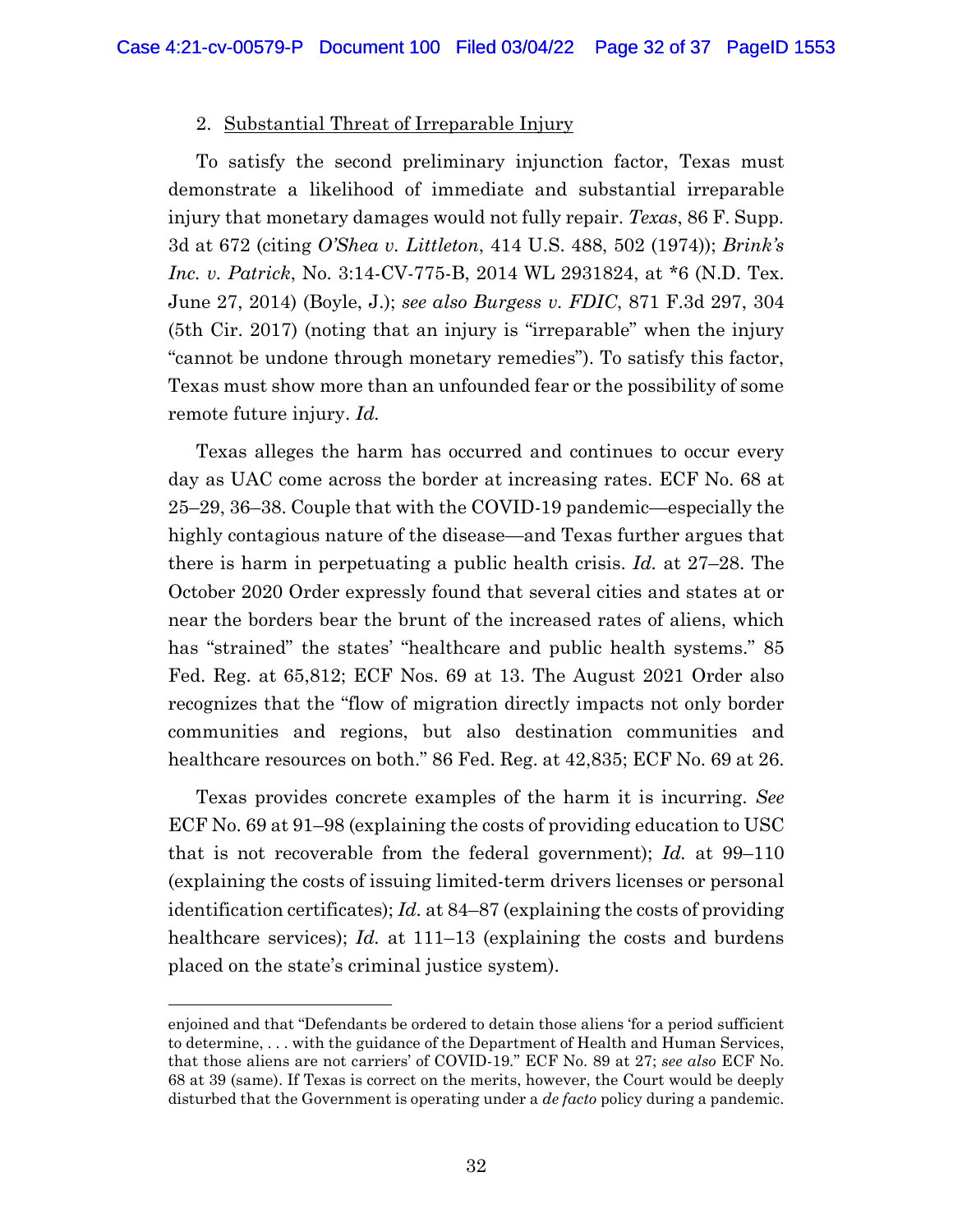2. Substantial Threat of Irreparable Injury

To satisfy the second preliminary injunction factor, Texas must demonstrate a likelihood of immediate and substantial irreparable injury that monetary damages would not fully repair. *Texas*, 86 F. Supp. 3d at 672 (citing *O'Shea v. Littleton*, 414 U.S. 488, 502 (1974)); *Brink's Inc. v. Patrick*, No. 3:14-CV-775-B, 2014 WL 2931824, at *6 (N.D. Tex. June 27, 2014) (Boyle, J.); *see also Burgess v. FDIC*, 871 F.3d 297, 304 (5th Cir. 2017) (noting that an injury is "irreparable" when the injury "cannot be undone through monetary remedies"). To satisfy this factor, Texas must show more than an unfounded fear or the possibility of some remote future injury. *Id.*

Texas alleges the harm has occurred and continues to occur every day as UAC come across the border at increasing rates. ECF No. 68 at 25–29, 36–38. Couple that with the COVID-19 pandemic—especially the highly contagious nature of the disease—and Texas further argues that there is harm in perpetuating a public health crisis. *Id.* at 27–28. The October 2020 Order expressly found that several cities and states at or near the borders bear the brunt of the increased rates of aliens, which has "strained" the states' "healthcare and public health systems." 85 Fed. Reg. at 65,812; ECF Nos. 69 at 13. The August 2021 Order also recognizes that the "flow of migration directly impacts not only border communities and regions, but also destination communities and healthcare resources on both." 86 Fed. Reg. at 42,835; ECF No. 69 at 26.

Texas provides concrete examples of the harm it is incurring. *See* ECF No. 69 at 91–98 (explaining the costs of providing education to USC that is not recoverable from the federal government); *Id.* at 99–110 (explaining the costs of issuing limited-term drivers licenses or personal identification certificates); *Id.* at 84–87 (explaining the costs of providing healthcare services); *Id.* at 111–13 (explaining the costs and burdens placed on the state's criminal justice system).

---

enjoined and that "Defendants be ordered to detain those aliens 'for a period sufficient to determine, . . . with the guidance of the Department of Health and Human Services, that those aliens are not carriers' of COVID-19." ECF No. 89 at 27; *see also* ECF No. 68 at 39 (same). If Texas is correct on the merits, however, the Court would be deeply disturbed that the Government is operating under a *de facto* policy during a pandemic.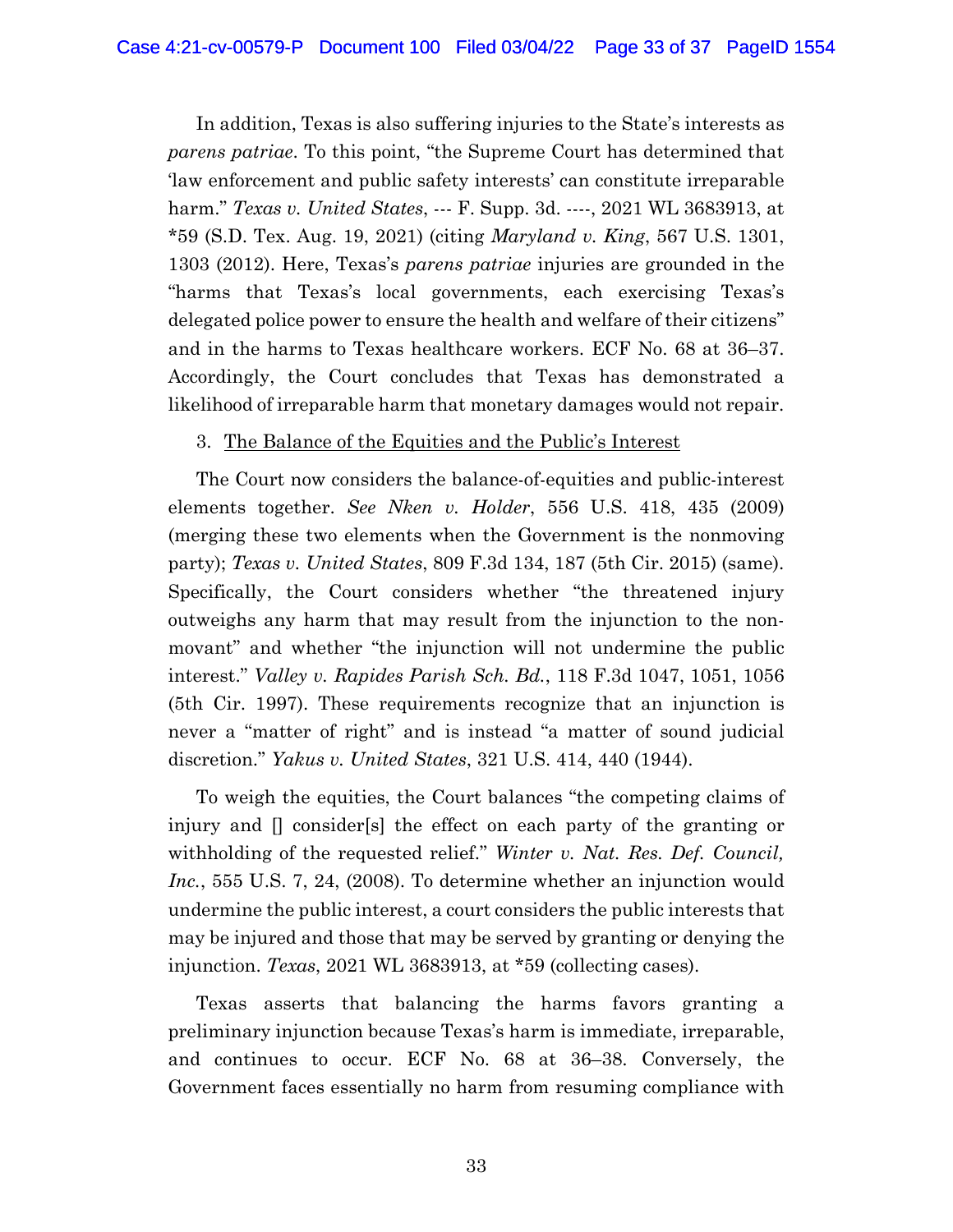In addition, Texas is also suffering injuries to the State's interests as *parens patriae*. To this point, "the Supreme Court has determined that 'law enforcement and public safety interests' can constitute irreparable harm." *Texas v. United States*, --- F. Supp. 3d. ----, 2021 WL 3683913, at *59 (S.D. Tex. Aug. 19, 2021) (citing *Maryland v. King*, 567 U.S. 1301, 1303 (2012). Here, Texas's *parens patriae* injuries are grounded in the "harms that Texas's local governments, each exercising Texas's delegated police power to ensure the health and welfare of their citizens" and in the harms to Texas healthcare workers. ECF No. 68 at 36–37. Accordingly, the Court concludes that Texas has demonstrated a likelihood of irreparable harm that monetary damages would not repair.

3. <u>The Balance of the Equities and the Public's Interest</u>

The Court now considers the balance-of-equities and public-interest elements together. *See Nken v. Holder*, 556 U.S. 418, 435 (2009) (merging these two elements when the Government is the nonmoving party); *Texas v. United States*, 809 F.3d 134, 187 (5th Cir. 2015) (same). Specifically, the Court considers whether "the threatened injury outweighs any harm that may result from the injunction to the non-movant" and whether "the injunction will not undermine the public interest." *Valley v. Rapides Parish Sch. Bd.*, 118 F.3d 1047, 1051, 1056 (5th Cir. 1997). These requirements recognize that an injunction is never a "matter of right" and is instead "a matter of sound judicial discretion." *Yakus v. United States*, 321 U.S. 414, 440 (1944).

To weigh the equities, the Court balances "the competing claims of injury and [] consider[s] the effect on each party of the granting or withholding of the requested relief." *Winter v. Nat. Res. Def. Council, Inc.*, 555 U.S. 7, 24, (2008). To determine whether an injunction would undermine the public interest, a court considers the public interests that may be injured and those that may be served by granting or denying the injunction. *Texas*, 2021 WL 3683913, at *59 (collecting cases).

Texas asserts that balancing the harms favors granting a preliminary injunction because Texas's harm is immediate, irreparable, and continues to occur. ECF No. 68 at 36–38. Conversely, the Government faces essentially no harm from resuming compliance with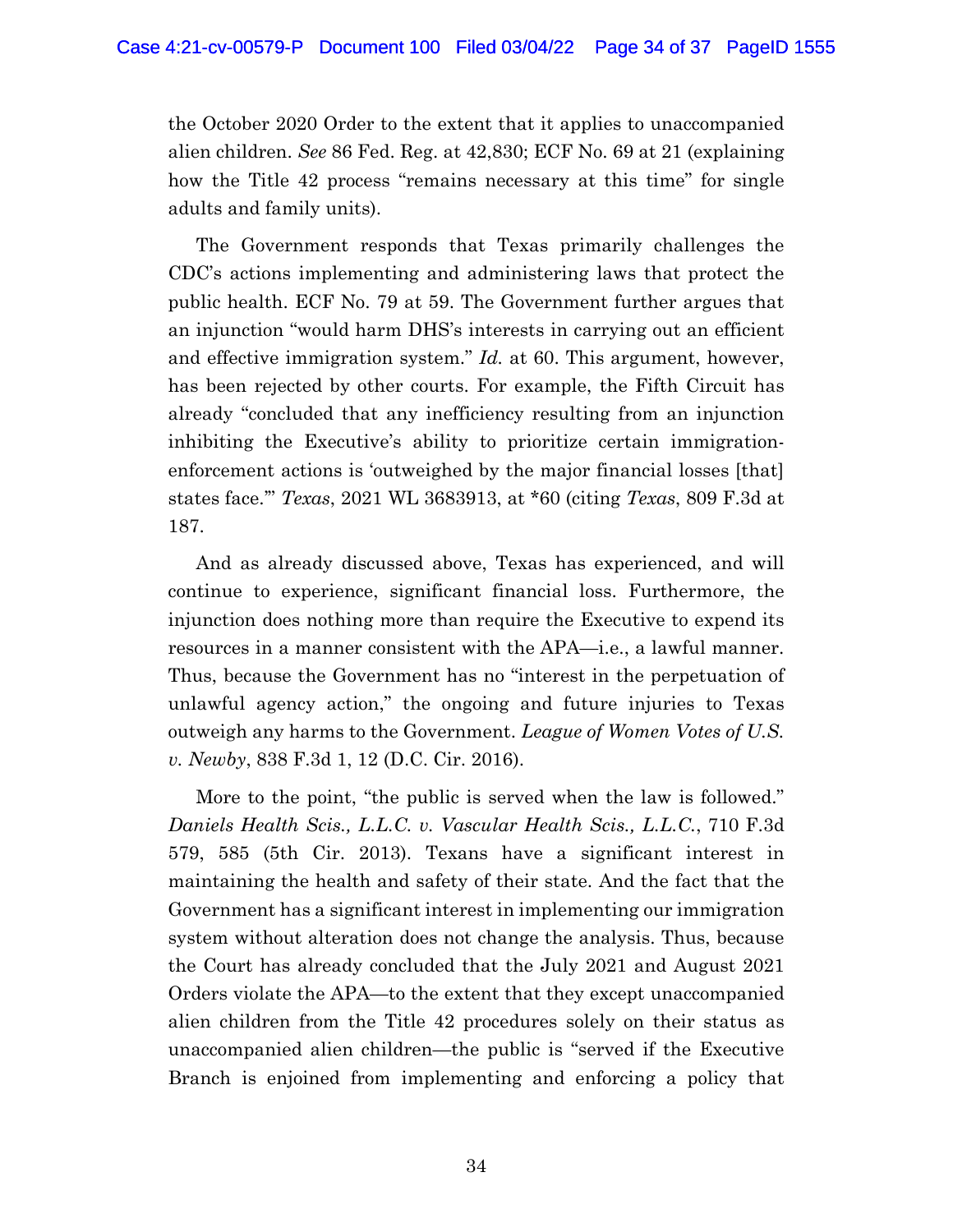the October 2020 Order to the extent that it applies to unaccompanied alien children. *See* 86 Fed. Reg. at 42,830; ECF No. 69 at 21 (explaining how the Title 42 process "remains necessary at this time" for single adults and family units).

The Government responds that Texas primarily challenges the CDC's actions implementing and administering laws that protect the public health. ECF No. 79 at 59. The Government further argues that an injunction "would harm DHS's interests in carrying out an efficient and effective immigration system." *Id.* at 60. This argument, however, has been rejected by other courts. For example, the Fifth Circuit has already "concluded that any inefficiency resulting from an injunction inhibiting the Executive's ability to prioritize certain immigration-enforcement actions is 'outweighed by the major financial losses [that] states face.'" *Texas*, 2021 WL 3683913, at *60 (citing *Texas*, 809 F.3d at 187.

And as already discussed above, Texas has experienced, and will continue to experience, significant financial loss. Furthermore, the injunction does nothing more than require the Executive to expend its resources in a manner consistent with the APA—i.e., a lawful manner. Thus, because the Government has no "interest in the perpetuation of unlawful agency action," the ongoing and future injuries to Texas outweigh any harms to the Government. *League of Women Votes of U.S. v. Newby*, 838 F.3d 1, 12 (D.C. Cir. 2016).

More to the point, "the public is served when the law is followed." *Daniels Health Scis., L.L.C. v. Vascular Health Scis., L.L.C.*, 710 F.3d 579, 585 (5th Cir. 2013). Texans have a significant interest in maintaining the health and safety of their state. And the fact that the Government has a significant interest in implementing our immigration system without alteration does not change the analysis. Thus, because the Court has already concluded that the July 2021 and August 2021 Orders violate the APA—to the extent that they except unaccompanied alien children from the Title 42 procedures solely on their status as unaccompanied alien children—the public is "served if the Executive Branch is enjoined from implementing and enforcing a policy that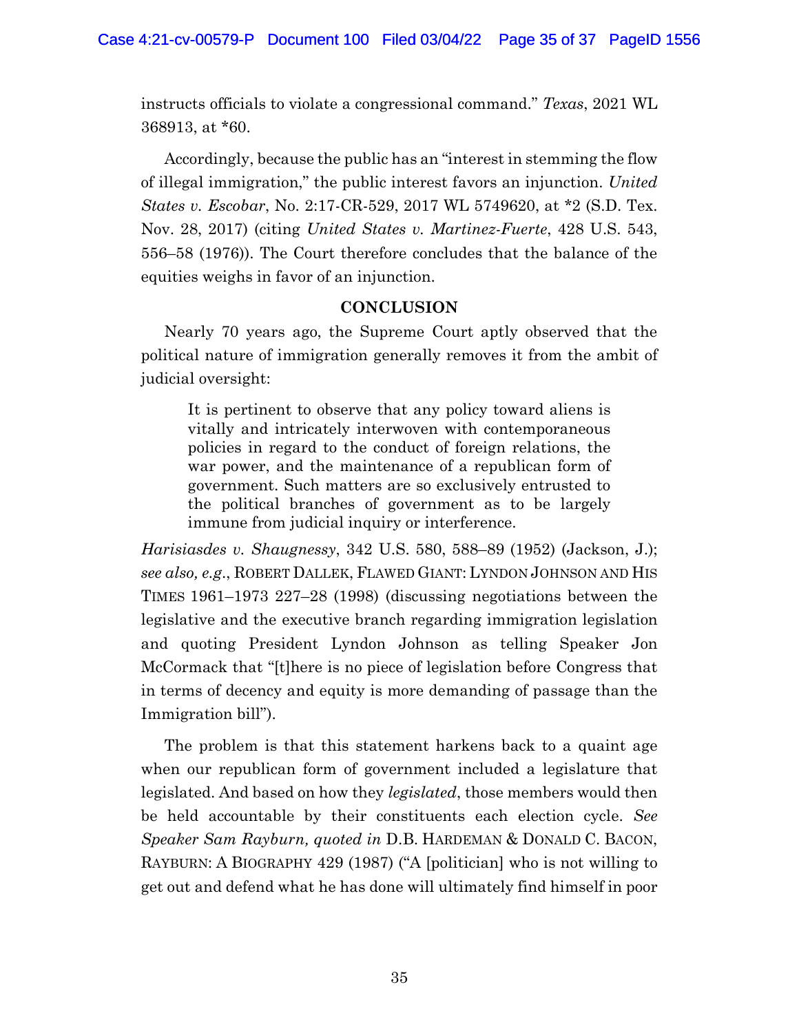instructs officials to violate a congressional command." *Texas*, 2021 WL 368913, at *60.

Accordingly, because the public has an "interest in stemming the flow of illegal immigration," the public interest favors an injunction. *United States v. Escobar*, No. 2:17-CR-529, 2017 WL 5749620, at *2 (S.D. Tex. Nov. 28, 2017) (citing *United States v. Martinez-Fuerte*, 428 U.S. 543, 556–58 (1976)). The Court therefore concludes that the balance of the equities weighs in favor of an injunction.

## CONCLUSION

Nearly 70 years ago, the Supreme Court aptly observed that the political nature of immigration generally removes it from the ambit of judicial oversight:

> It is pertinent to observe that any policy toward aliens is vitally and intricately interwoven with contemporaneous policies in regard to the conduct of foreign relations, the war power, and the maintenance of a republican form of government. Such matters are so exclusively entrusted to the political branches of government as to be largely immune from judicial inquiry or interference.

*Harisiasdes v. Shaugnessy*, 342 U.S. 580, 588–89 (1952) (Jackson, J.); *see also, e.g.*, ROBERT DALLEK, FLAWED GIANT: LYNDON JOHNSON AND HIS TIMES 1961–1973 227–28 (1998) (discussing negotiations between the legislative and the executive branch regarding immigration legislation and quoting President Lyndon Johnson as telling Speaker Jon McCormack that "[t]here is no piece of legislation before Congress that in terms of decency and equity is more demanding of passage than the Immigration bill").

The problem is that this statement harkens back to a quaint age when our republican form of government included a legislature that legislated. And based on how they *legislated*, those members would then be held accountable by their constituents each election cycle. *See Speaker Sam Rayburn, quoted in* D.B. HARDEMAN & DONALD C. BACON, RAYBURN: A BIOGRAPHY 429 (1987) ("A [politician] who is not willing to get out and defend what he has done will ultimately find himself in poor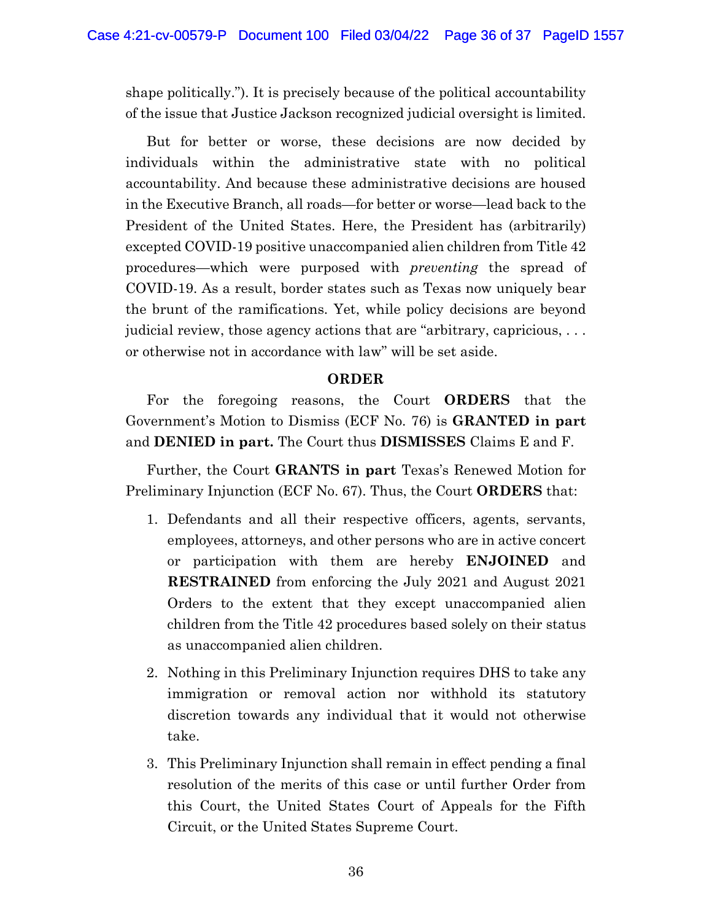shape politically."). It is precisely because of the political accountability of the issue that Justice Jackson recognized judicial oversight is limited.

But for better or worse, these decisions are now decided by individuals within the administrative state with no political accountability. And because these administrative decisions are housed in the Executive Branch, all roads—for better or worse—lead back to the President of the United States. Here, the President has (arbitrarily) excepted COVID-19 positive unaccompanied alien children from Title 42 procedures—which were purposed with *preventing* the spread of COVID-19. As a result, border states such as Texas now uniquely bear the brunt of the ramifications. Yet, while policy decisions are beyond judicial review, those agency actions that are "arbitrary, capricious, . . . or otherwise not in accordance with law" will be set aside.

**ORDER**

For the foregoing reasons, the Court **ORDERS** that the Government's Motion to Dismiss (ECF No. 76) is **GRANTED in part** and **DENIED in part.** The Court thus **DISMISSES** Claims E and F.

Further, the Court **GRANTS in part** Texas's Renewed Motion for Preliminary Injunction (ECF No. 67). Thus, the Court **ORDERS** that:

1. Defendants and all their respective officers, agents, servants, employees, attorneys, and other persons who are in active concert or participation with them are hereby **ENJOINED** and **RESTRAINED** from enforcing the July 2021 and August 2021 Orders to the extent that they except unaccompanied alien children from the Title 42 procedures based solely on their status as unaccompanied alien children.

2. Nothing in this Preliminary Injunction requires DHS to take any immigration or removal action nor withhold its statutory discretion towards any individual that it would not otherwise take.

3. This Preliminary Injunction shall remain in effect pending a final resolution of the merits of this case or until further Order from this Court, the United States Court of Appeals for the Fifth Circuit, or the United States Supreme Court.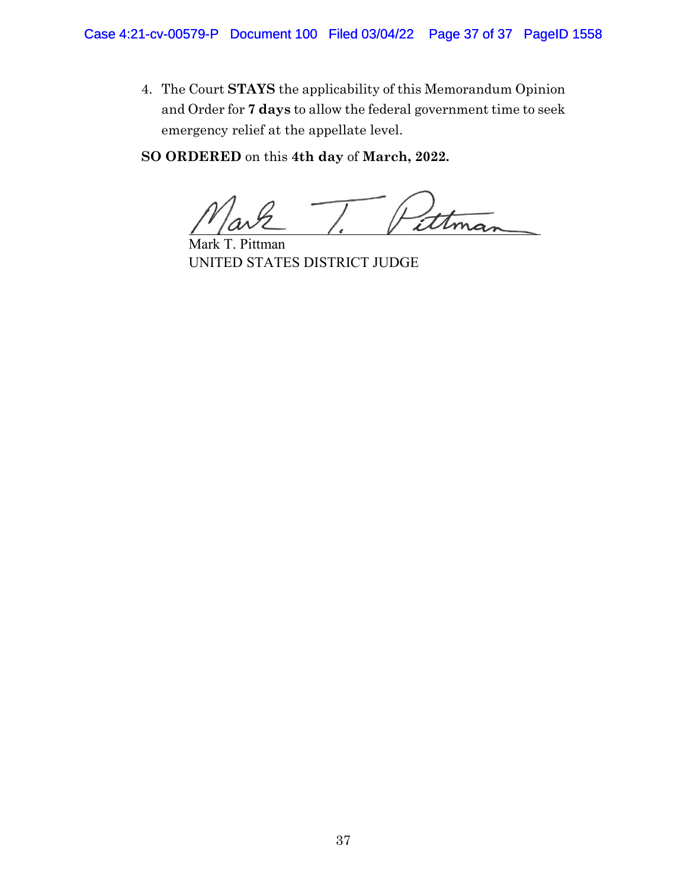4. The Court **STAYS** the applicability of this Memorandum Opinion and Order for **7 days** to allow the federal government time to seek emergency relief at the appellate level.

**SO ORDERED** on this **4th day** of **March, 2022.**

Mark T. Pittman
UNITED STATES DISTRICT JUDGE